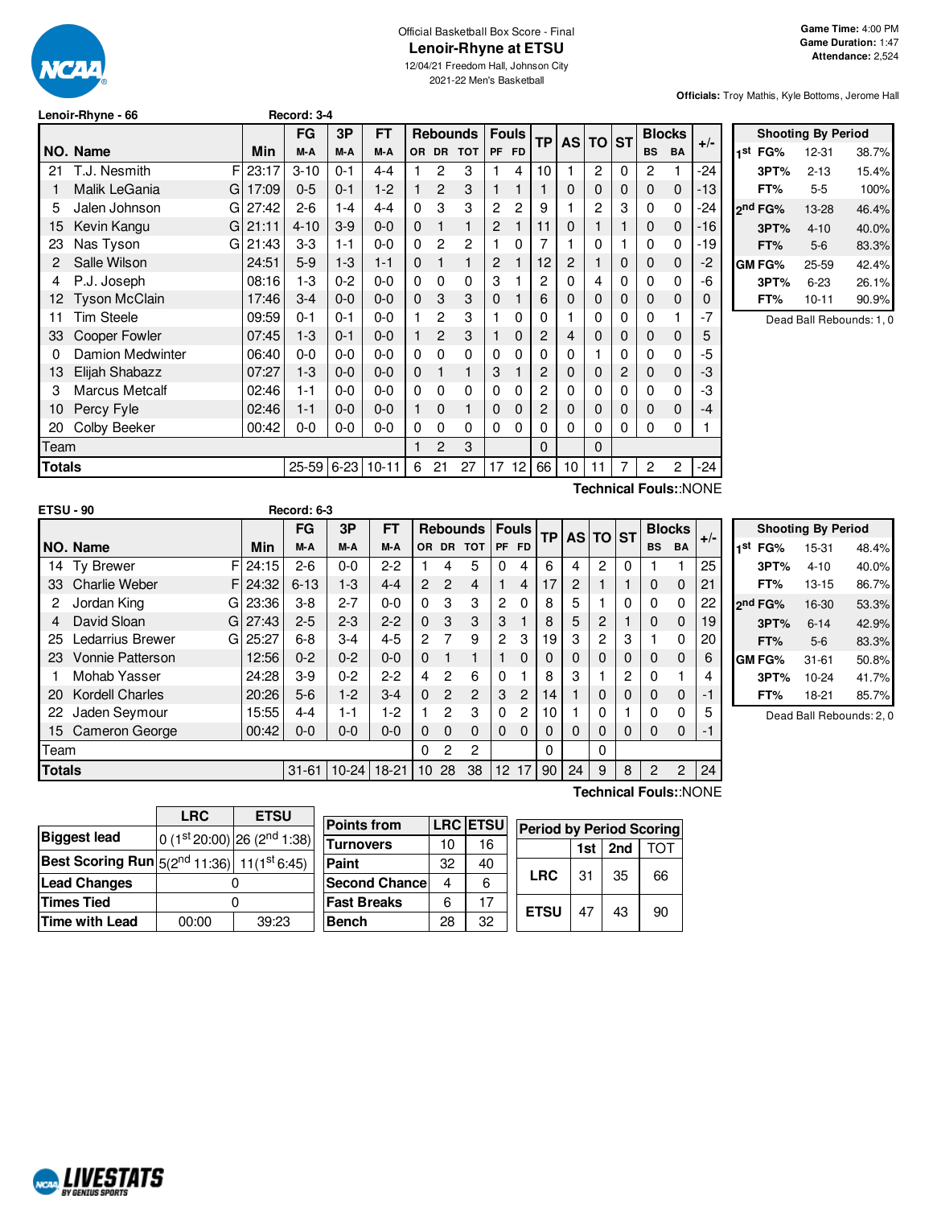Official Basketball Box Score - Final

# Lenoir-Rhyne at ETSU

12/04/21 Freedom Hall, Johnson City
2021-22 Men's Basketball

**Game Time:** 4:00 PM
**Game Duration:** 1:47
**Attendance:** 2,524

**Officials:** Troy Mathis, Kyle Bottoms, Jerome Hall

**Lenoir-Rhyne - 66** Record: 3-4

| NO. | Name | | Min | FG M-A | 3P M-A | FT M-A | OR | DR | TOT | PF | FD | TP | AS | TO | ST | BS | BA | +/- |
|---|---|---|---|---|---|---|---|---|---|---|---|---|---|---|---|---|---|---|
| 21 | T.J. Nesmith | F | 23:17 | 3-10 | 0-1 | 4-4 | 1 | 2 | 3 | 1 | 4 | 10 | 1 | 2 | 0 | 2 | 1 | -24 |
| 1 | Malik LeGania | G | 17:09 | 0-5 | 0-1 | 1-2 | 1 | 2 | 3 | 1 | 1 | 1 | 0 | 0 | 0 | 0 | 0 | -13 |
| 5 | Jalen Johnson | G | 27:42 | 2-6 | 1-4 | 4-4 | 0 | 3 | 3 | 2 | 2 | 9 | 1 | 2 | 3 | 0 | 0 | -24 |
| 15 | Kevin Kangu | G | 21:11 | 4-10 | 3-9 | 0-0 | 0 | 1 | 1 | 2 | 1 | 11 | 0 | 1 | 1 | 0 | 0 | -16 |
| 23 | Nas Tyson | G | 21:43 | 3-3 | 1-1 | 0-0 | 0 | 2 | 2 | 1 | 0 | 7 | 1 | 0 | 1 | 0 | 0 | -19 |
| 2 | Salle Wilson | | 24:51 | 5-9 | 1-3 | 1-1 | 0 | 1 | 1 | 2 | 1 | 12 | 2 | 1 | 0 | 0 | 0 | -2 |
| 4 | P.J. Joseph | | 08:16 | 1-3 | 0-2 | 0-0 | 0 | 0 | 0 | 3 | 1 | 2 | 0 | 4 | 0 | 0 | 0 | -6 |
| 12 | Tyson McClain | | 17:46 | 3-4 | 0-0 | 0-0 | 0 | 3 | 3 | 0 | 1 | 6 | 0 | 0 | 0 | 0 | 0 | 0 |
| 11 | Tim Steele | | 09:59 | 0-1 | 0-1 | 0-0 | 1 | 2 | 3 | 1 | 0 | 0 | 1 | 0 | 0 | 0 | 1 | -7 |
| 33 | Cooper Fowler | | 07:45 | 1-3 | 0-1 | 0-0 | 1 | 2 | 3 | 1 | 0 | 2 | 4 | 0 | 0 | 0 | 0 | 5 |
| 0 | Damion Medwinter | | 06:40 | 0-0 | 0-0 | 0-0 | 0 | 0 | 0 | 0 | 0 | 0 | 0 | 1 | 0 | 0 | 0 | -5 |
| 13 | Elijah Shabazz | | 07:27 | 1-3 | 0-0 | 0-0 | 0 | 1 | 1 | 3 | 1 | 2 | 0 | 0 | 2 | 0 | 0 | -3 |
| 3 | Marcus Metcalf | | 02:46 | 1-1 | 0-0 | 0-0 | 0 | 0 | 0 | 0 | 0 | 2 | 0 | 0 | 0 | 0 | 0 | -3 |
| 10 | Percy Fyle | | 02:46 | 1-1 | 0-0 | 0-0 | 1 | 0 | 1 | 0 | 0 | 2 | 0 | 0 | 0 | 0 | 0 | -4 |
| 20 | Colby Beeker | | 00:42 | 0-0 | 0-0 | 0-0 | 0 | 0 | 0 | 0 | 0 | 0 | 0 | 0 | 0 | 0 | 0 | 1 |
| | Team | | | | | | 1 | 2 | 3 | | | 0 | | 0 | | | | |
| | **Totals** | | | 25-59 | 6-23 | 10-11 | 6 | 21 | 27 | 17 | 12 | 66 | 10 | 11 | 7 | 2 | 2 | -24 |

**Technical Fouls::** NONE

| Shooting By Period | | |
|---|---|---|
| 1st FG% | 12-31 | 38.7% |
| 3PT% | 2-13 | 15.4% |
| FT% | 5-5 | 100% |
| 2nd FG% | 13-28 | 46.4% |
| 3PT% | 4-10 | 40.0% |
| FT% | 5-6 | 83.3% |
| GM FG% | 25-59 | 42.4% |
| 3PT% | 6-23 | 26.1% |
| FT% | 10-11 | 90.9% |

Dead Ball Rebounds: 1, 0

**ETSU - 90** Record: 6-3

| NO. | Name | | Min | FG M-A | 3P M-A | FT M-A | OR | DR | TOT | PF | FD | TP | AS | TO | ST | BS | BA | +/- |
|---|---|---|---|---|---|---|---|---|---|---|---|---|---|---|---|---|---|---|
| 14 | Ty Brewer | F | 24:15 | 2-6 | 0-0 | 2-2 | 1 | 4 | 5 | 0 | 4 | 6 | 4 | 2 | 0 | 1 | 1 | 25 |
| 33 | Charlie Weber | F | 24:32 | 6-13 | 1-3 | 4-4 | 2 | 2 | 4 | 1 | 4 | 17 | 2 | 1 | 1 | 0 | 0 | 21 |
| 2 | Jordan King | G | 23:36 | 3-8 | 2-7 | 0-0 | 0 | 3 | 3 | 2 | 0 | 8 | 5 | 1 | 0 | 0 | 0 | 22 |
| 4 | David Sloan | G | 27:43 | 2-5 | 2-3 | 2-2 | 0 | 3 | 3 | 3 | 1 | 8 | 5 | 2 | 1 | 0 | 0 | 19 |
| 25 | Ledarrius Brewer | G | 25:27 | 6-8 | 3-4 | 4-5 | 2 | 7 | 9 | 2 | 3 | 19 | 3 | 2 | 3 | 1 | 0 | 20 |
| 23 | Vonnie Patterson | | 12:56 | 0-2 | 0-2 | 0-0 | 0 | 1 | 1 | 1 | 0 | 0 | 0 | 0 | 0 | 0 | 0 | 6 |
| 1 | Mohab Yasser | | 24:28 | 3-9 | 0-2 | 2-2 | 4 | 2 | 6 | 0 | 1 | 8 | 3 | 1 | 2 | 0 | 1 | 4 |
| 20 | Kordell Charles | | 20:26 | 5-6 | 1-2 | 3-4 | 0 | 2 | 2 | 3 | 2 | 14 | 1 | 0 | 0 | 0 | 0 | -1 |
| 22 | Jaden Seymour | | 15:55 | 4-4 | 1-1 | 1-2 | 1 | 2 | 3 | 0 | 2 | 10 | 1 | 0 | 1 | 0 | 0 | 5 |
| 15 | Cameron George | | 00:42 | 0-0 | 0-0 | 0-0 | 0 | 0 | 0 | 0 | 0 | 0 | 0 | 0 | 0 | 0 | 0 | -1 |
| | Team | | | | | | 0 | 2 | 2 | | | 0 | | 0 | | | | |
| | **Totals** | | | 31-61 | 10-24 | 18-21 | 10 | 28 | 38 | 12 | 17 | 90 | 24 | 9 | 8 | 2 | 2 | 24 |

**Technical Fouls::** NONE

| Shooting By Period | | |
|---|---|---|
| 1st FG% | 15-31 | 48.4% |
| 3PT% | 4-10 | 40.0% |
| FT% | 13-15 | 86.7% |
| 2nd FG% | 16-30 | 53.3% |
| 3PT% | 6-14 | 42.9% |
| FT% | 5-6 | 83.3% |
| GM FG% | 31-61 | 50.8% |
| 3PT% | 10-24 | 41.7% |
| FT% | 18-21 | 85.7% |

Dead Ball Rebounds: 2, 0

| | LRC | ETSU |
|---|---|---|
| Biggest lead | 0 (1st 20:00) | 26 (2nd 1:38) |
| Best Scoring Run | 5(2nd 11:36) | 11(1st 6:45) |
| Lead Changes | 0 | |
| Times Tied | 0 | |
| Time with Lead | 00:00 | 39:23 |

| Points from | LRC | ETSU |
|---|---|---|
| Turnovers | 10 | 16 |
| Paint | 32 | 40 |
| Second Chance | 4 | 6 |
| Fast Breaks | 6 | 17 |
| Bench | 28 | 32 |

| Period by Period Scoring | 1st | 2nd | TOT |
|---|---|---|---|
| LRC | 31 | 35 | 66 |
| ETSU | 47 | 43 | 90 |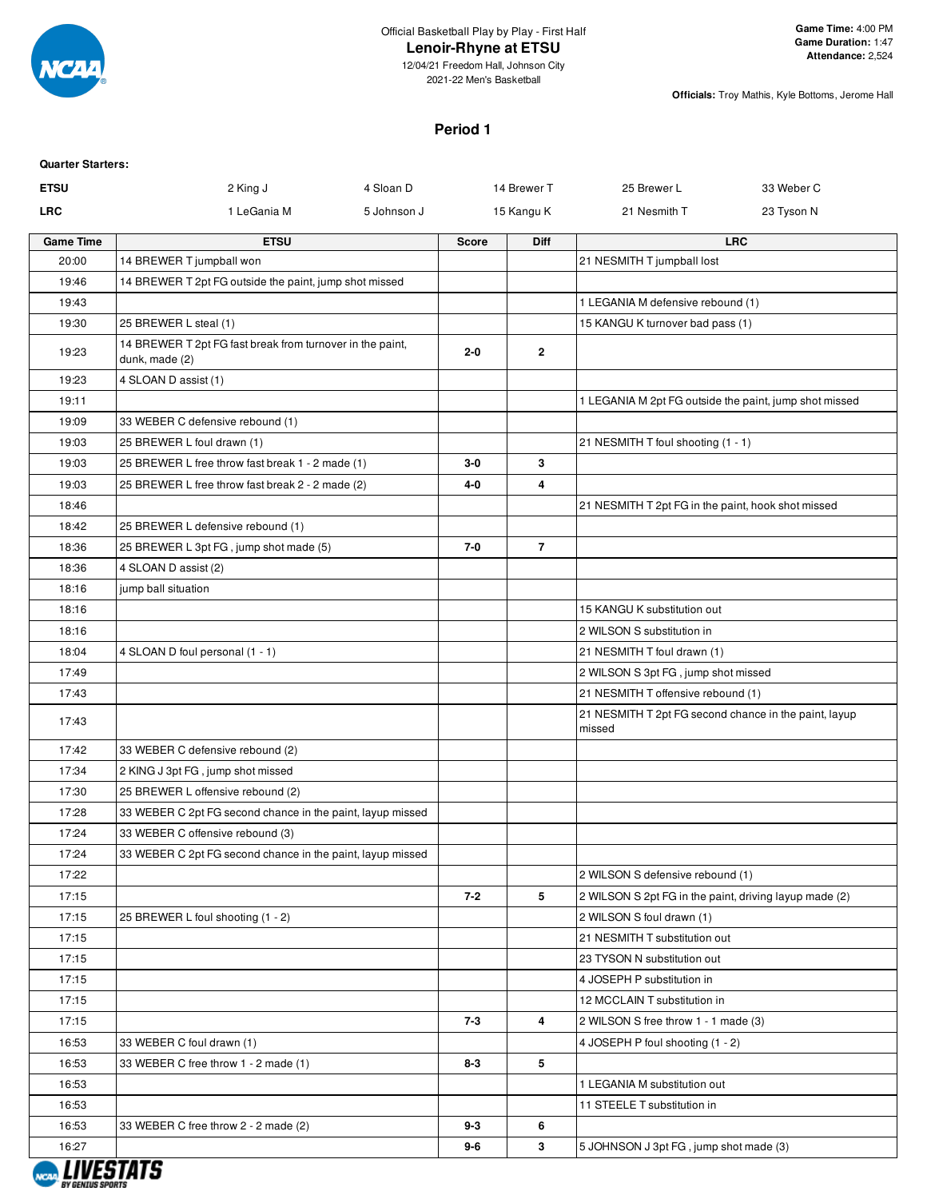Official Basketball Play by Play - First Half

# Lenoir-Rhyne at ETSU

12/04/21 Freedom Hall, Johnson City
2021-22 Men's Basketball

**Game Time:** 4:00 PM
**Game Duration:** 1:47
**Attendance:** 2,524

**Officials:** Troy Mathis, Kyle Bottoms, Jerome Hall

## Period 1

**Quarter Starters:**

| | | | | | |
|---|---|---|---|---|---|
| **ETSU** | 2 King J | 4 Sloan D | 14 Brewer T | 25 Brewer L | 33 Weber C |
| **LRC** | 1 LeGania M | 5 Johnson J | 15 Kangu K | 21 Nesmith T | 23 Tyson N |

| Game Time | ETSU | Score | Diff | LRC |
|---|---|---|---|---|
| 20:00 | 14 BREWER T jumpball won | | | 21 NESMITH T jumpball lost |
| 19:46 | 14 BREWER T 2pt FG outside the paint, jump shot missed | | | |
| 19:43 | | | | 1 LEGANIA M defensive rebound (1) |
| 19:30 | 25 BREWER L steal (1) | | | 15 KANGU K turnover bad pass (1) |
| 19:23 | 14 BREWER T 2pt FG fast break from turnover in the paint, dunk, made (2) | 2-0 | 2 | |
| 19:23 | 4 SLOAN D assist (1) | | | |
| 19:11 | | | | 1 LEGANIA M 2pt FG outside the paint, jump shot missed |
| 19:09 | 33 WEBER C defensive rebound (1) | | | |
| 19:03 | 25 BREWER L foul drawn (1) | | | 21 NESMITH T foul shooting (1 - 1) |
| 19:03 | 25 BREWER L free throw fast break 1 - 2 made (1) | 3-0 | 3 | |
| 19:03 | 25 BREWER L free throw fast break 2 - 2 made (2) | 4-0 | 4 | |
| 18:46 | | | | 21 NESMITH T 2pt FG in the paint, hook shot missed |
| 18:42 | 25 BREWER L defensive rebound (1) | | | |
| 18:36 | 25 BREWER L 3pt FG , jump shot made (5) | 7-0 | 7 | |
| 18:36 | 4 SLOAN D assist (2) | | | |
| 18:16 | jump ball situation | | | |
| 18:16 | | | | 15 KANGU K substitution out |
| 18:16 | | | | 2 WILSON S substitution in |
| 18:04 | 4 SLOAN D foul personal (1 - 1) | | | 21 NESMITH T foul drawn (1) |
| 17:49 | | | | 2 WILSON S 3pt FG , jump shot missed |
| 17:43 | | | | 21 NESMITH T offensive rebound (1) |
| 17:43 | | | | 21 NESMITH T 2pt FG second chance in the paint, layup missed |
| 17:42 | 33 WEBER C defensive rebound (2) | | | |
| 17:34 | 2 KING J 3pt FG , jump shot missed | | | |
| 17:30 | 25 BREWER L offensive rebound (2) | | | |
| 17:28 | 33 WEBER C 2pt FG second chance in the paint, layup missed | | | |
| 17:24 | 33 WEBER C offensive rebound (3) | | | |
| 17:24 | 33 WEBER C 2pt FG second chance in the paint, layup missed | | | |
| 17:22 | | | | 2 WILSON S defensive rebound (1) |
| 17:15 | | 7-2 | 5 | 2 WILSON S 2pt FG in the paint, driving layup made (2) |
| 17:15 | 25 BREWER L foul shooting (1 - 2) | | | 2 WILSON S foul drawn (1) |
| 17:15 | | | | 21 NESMITH T substitution out |
| 17:15 | | | | 23 TYSON N substitution out |
| 17:15 | | | | 4 JOSEPH P substitution in |
| 17:15 | | | | 12 MCCLAIN T substitution in |
| 17:15 | | 7-3 | 4 | 2 WILSON S free throw 1 - 1 made (3) |
| 16:53 | 33 WEBER C foul drawn (1) | | | 4 JOSEPH P foul shooting (1 - 2) |
| 16:53 | 33 WEBER C free throw 1 - 2 made (1) | 8-3 | 5 | |
| 16:53 | | | | 1 LEGANIA M substitution out |
| 16:53 | | | | 11 STEELE T substitution in |
| 16:53 | 33 WEBER C free throw 2 - 2 made (2) | 9-3 | 6 | |
| 16:27 | | 9-6 | 3 | 5 JOHNSON J 3pt FG , jump shot made (3) |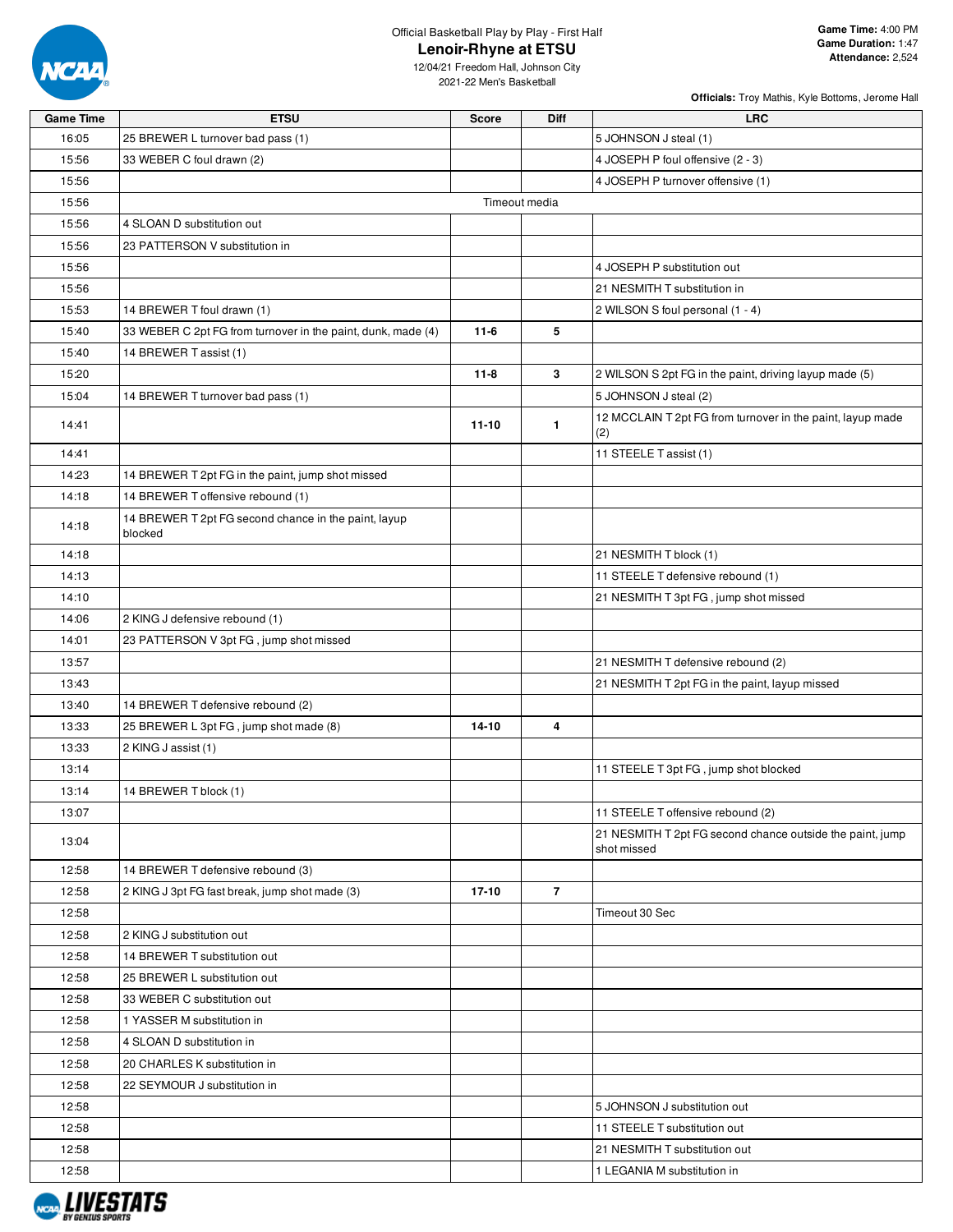Official Basketball Play by Play - First Half

# Lenoir-Rhyne at ETSU

12/04/21 Freedom Hall, Johnson City
2021-22 Men's Basketball

**Game Time:** 4:00 PM
**Game Duration:** 1:47
**Attendance:** 2,524

**Officials:** Troy Mathis, Kyle Bottoms, Jerome Hall

| Game Time | ETSU | Score | Diff | LRC |
|---|---|---|---|---|
| 16:05 | 25 BREWER L turnover bad pass (1) | | | 5 JOHNSON J steal (1) |
| 15:56 | 33 WEBER C foul drawn (2) | | | 4 JOSEPH P foul offensive (2 - 3) |
| 15:56 | | | | 4 JOSEPH P turnover offensive (1) |
| 15:56 | Timeout media | | | |
| 15:56 | 4 SLOAN D substitution out | | | |
| 15:56 | 23 PATTERSON V substitution in | | | |
| 15:56 | | | | 4 JOSEPH P substitution out |
| 15:56 | | | | 21 NESMITH T substitution in |
| 15:53 | 14 BREWER T foul drawn (1) | | | 2 WILSON S foul personal (1 - 4) |
| 15:40 | 33 WEBER C 2pt FG from turnover in the paint, dunk, made (4) | 11-6 | 5 | |
| 15:40 | 14 BREWER T assist (1) | | | |
| 15:20 | | 11-8 | 3 | 2 WILSON S 2pt FG in the paint, driving layup made (5) |
| 15:04 | 14 BREWER T turnover bad pass (1) | | | 5 JOHNSON J steal (2) |
| 14:41 | | 11-10 | 1 | 12 MCCLAIN T 2pt FG from turnover in the paint, layup made (2) |
| 14:41 | | | | 11 STEELE T assist (1) |
| 14:23 | 14 BREWER T 2pt FG in the paint, jump shot missed | | | |
| 14:18 | 14 BREWER T offensive rebound (1) | | | |
| 14:18 | 14 BREWER T 2pt FG second chance in the paint, layup blocked | | | |
| 14:18 | | | | 21 NESMITH T block (1) |
| 14:13 | | | | 11 STEELE T defensive rebound (1) |
| 14:10 | | | | 21 NESMITH T 3pt FG , jump shot missed |
| 14:06 | 2 KING J defensive rebound (1) | | | |
| 14:01 | 23 PATTERSON V 3pt FG , jump shot missed | | | |
| 13:57 | | | | 21 NESMITH T defensive rebound (2) |
| 13:43 | | | | 21 NESMITH T 2pt FG in the paint, layup missed |
| 13:40 | 14 BREWER T defensive rebound (2) | | | |
| 13:33 | 25 BREWER L 3pt FG , jump shot made (8) | 14-10 | 4 | |
| 13:33 | 2 KING J assist (1) | | | |
| 13:14 | | | | 11 STEELE T 3pt FG , jump shot blocked |
| 13:14 | 14 BREWER T block (1) | | | |
| 13:07 | | | | 11 STEELE T offensive rebound (2) |
| 13:04 | | | | 21 NESMITH T 2pt FG second chance outside the paint, jump shot missed |
| 12:58 | 14 BREWER T defensive rebound (3) | | | |
| 12:58 | 2 KING J 3pt FG fast break, jump shot made (3) | 17-10 | 7 | |
| 12:58 | | | | Timeout 30 Sec |
| 12:58 | 2 KING J substitution out | | | |
| 12:58 | 14 BREWER T substitution out | | | |
| 12:58 | 25 BREWER L substitution out | | | |
| 12:58 | 33 WEBER C substitution out | | | |
| 12:58 | 1 YASSER M substitution in | | | |
| 12:58 | 4 SLOAN D substitution in | | | |
| 12:58 | 20 CHARLES K substitution in | | | |
| 12:58 | 22 SEYMOUR J substitution in | | | |
| 12:58 | | | | 5 JOHNSON J substitution out |
| 12:58 | | | | 11 STEELE T substitution out |
| 12:58 | | | | 21 NESMITH T substitution out |
| 12:58 | | | | 1 LEGANIA M substitution in |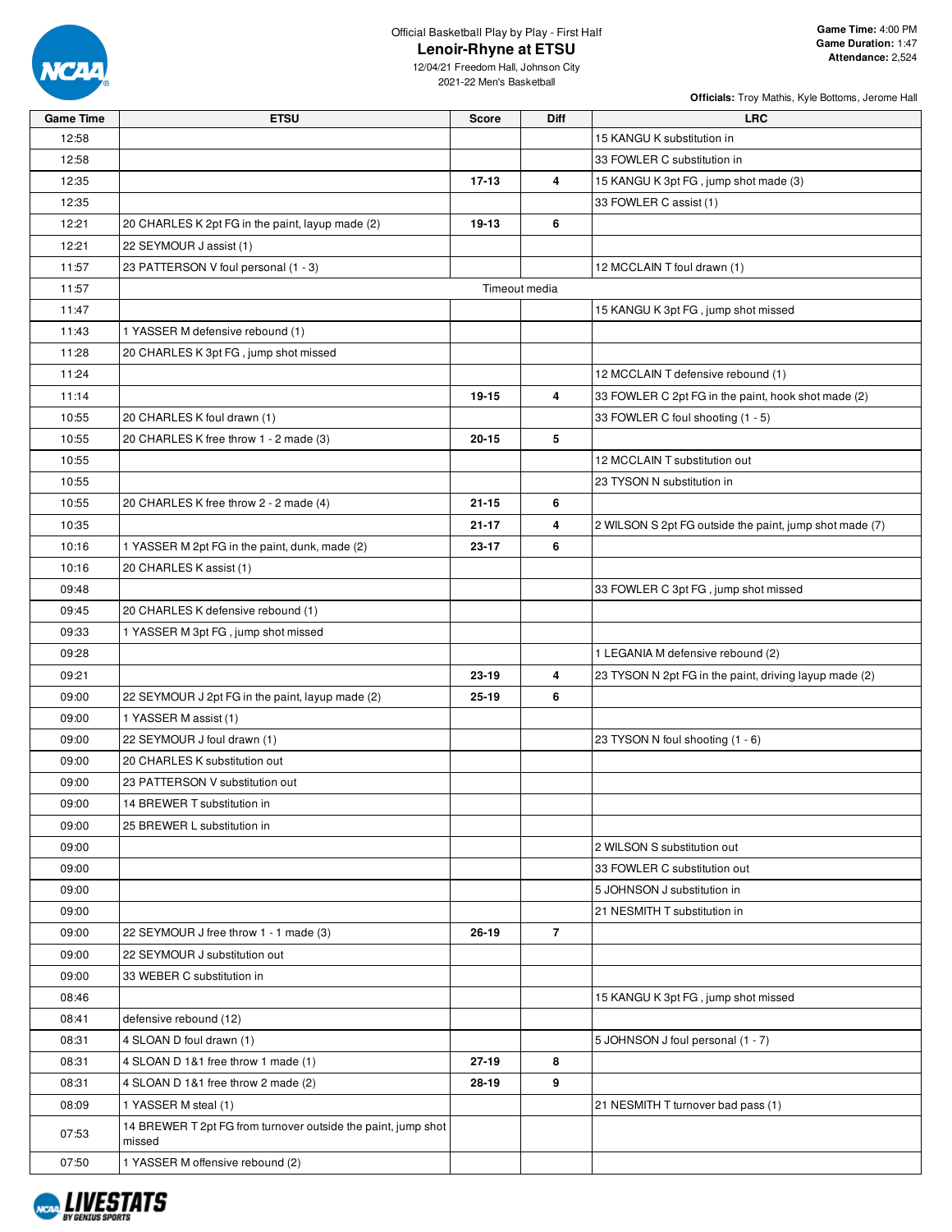Official Basketball Play by Play - First Half

# Lenoir-Rhyne at ETSU

12/04/21 Freedom Hall, Johnson City
2021-22 Men's Basketball

**Game Time:** 4:00 PM
**Game Duration:** 1:47
**Attendance:** 2,524

**Officials:** Troy Mathis, Kyle Bottoms, Jerome Hall

| Game Time | ETSU | Score | Diff | LRC |
|---|---|---|---|---|
| 12:58 | | | | 15 KANGU K substitution in |
| 12:58 | | | | 33 FOWLER C substitution in |
| 12:35 | | 17-13 | 4 | 15 KANGU K 3pt FG , jump shot made (3) |
| 12:35 | | | | 33 FOWLER C assist (1) |
| 12:21 | 20 CHARLES K 2pt FG in the paint, layup made (2) | 19-13 | 6 | |
| 12:21 | 22 SEYMOUR J assist (1) | | | |
| 11:57 | 23 PATTERSON V foul personal (1 - 3) | | | 12 MCCLAIN T foul drawn (1) |
| 11:57 | | Timeout media | | |
| 11:47 | | | | 15 KANGU K 3pt FG , jump shot missed |
| 11:43 | 1 YASSER M defensive rebound (1) | | | |
| 11:28 | 20 CHARLES K 3pt FG , jump shot missed | | | |
| 11:24 | | | | 12 MCCLAIN T defensive rebound (1) |
| 11:14 | | 19-15 | 4 | 33 FOWLER C 2pt FG in the paint, hook shot made (2) |
| 10:55 | 20 CHARLES K foul drawn (1) | | | 33 FOWLER C foul shooting (1 - 5) |
| 10:55 | 20 CHARLES K free throw 1 - 2 made (3) | 20-15 | 5 | |
| 10:55 | | | | 12 MCCLAIN T substitution out |
| 10:55 | | | | 23 TYSON N substitution in |
| 10:55 | 20 CHARLES K free throw 2 - 2 made (4) | 21-15 | 6 | |
| 10:35 | | 21-17 | 4 | 2 WILSON S 2pt FG outside the paint, jump shot made (7) |
| 10:16 | 1 YASSER M 2pt FG in the paint, dunk, made (2) | 23-17 | 6 | |
| 10:16 | 20 CHARLES K assist (1) | | | |
| 09:48 | | | | 33 FOWLER C 3pt FG , jump shot missed |
| 09:45 | 20 CHARLES K defensive rebound (1) | | | |
| 09:33 | 1 YASSER M 3pt FG , jump shot missed | | | |
| 09:28 | | | | 1 LEGANIA M defensive rebound (2) |
| 09:21 | | 23-19 | 4 | 23 TYSON N 2pt FG in the paint, driving layup made (2) |
| 09:00 | 22 SEYMOUR J 2pt FG in the paint, layup made (2) | 25-19 | 6 | |
| 09:00 | 1 YASSER M assist (1) | | | |
| 09:00 | 22 SEYMOUR J foul drawn (1) | | | 23 TYSON N foul shooting (1 - 6) |
| 09:00 | 20 CHARLES K substitution out | | | |
| 09:00 | 23 PATTERSON V substitution out | | | |
| 09:00 | 14 BREWER T substitution in | | | |
| 09:00 | 25 BREWER L substitution in | | | |
| 09:00 | | | | 2 WILSON S substitution out |
| 09:00 | | | | 33 FOWLER C substitution out |
| 09:00 | | | | 5 JOHNSON J substitution in |
| 09:00 | | | | 21 NESMITH T substitution in |
| 09:00 | 22 SEYMOUR J free throw 1 - 1 made (3) | 26-19 | 7 | |
| 09:00 | 22 SEYMOUR J substitution out | | | |
| 09:00 | 33 WEBER C substitution in | | | |
| 08:46 | | | | 15 KANGU K 3pt FG , jump shot missed |
| 08:41 | defensive rebound (12) | | | |
| 08:31 | 4 SLOAN D foul drawn (1) | | | 5 JOHNSON J foul personal (1 - 7) |
| 08:31 | 4 SLOAN D 1&1 free throw 1 made (1) | 27-19 | 8 | |
| 08:31 | 4 SLOAN D 1&1 free throw 2 made (2) | 28-19 | 9 | |
| 08:09 | 1 YASSER M steal (1) | | | 21 NESMITH T turnover bad pass (1) |
| 07:53 | 14 BREWER T 2pt FG from turnover outside the paint, jump shot missed | | | |
| 07:50 | 1 YASSER M offensive rebound (2) | | | |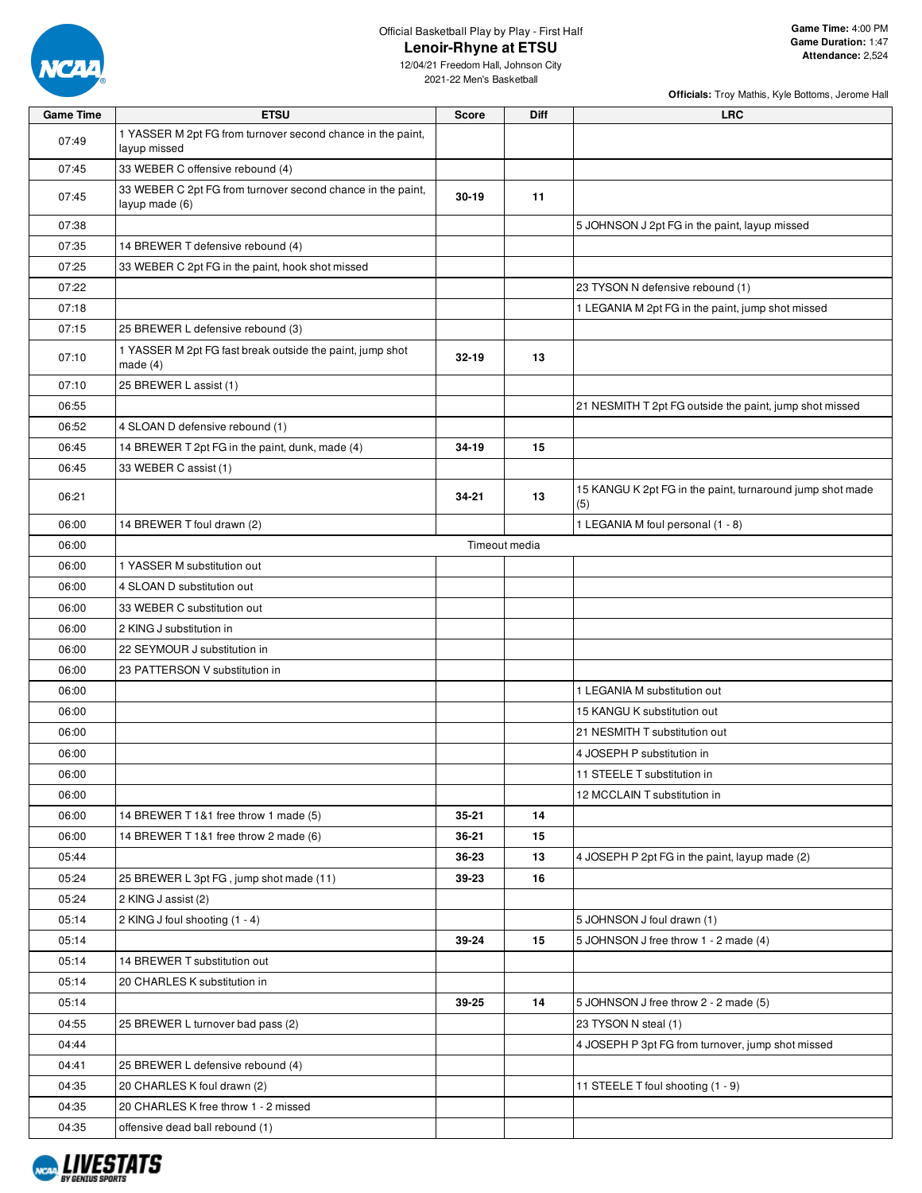Official Basketball Play by Play - First Half

# Lenoir-Rhyne at ETSU

12/04/21 Freedom Hall, Johnson City
2021-22 Men's Basketball

**Game Time:** 4:00 PM
**Game Duration:** 1:47
**Attendance:** 2,524

**Officials:** Troy Mathis, Kyle Bottoms, Jerome Hall

| Game Time | ETSU | Score | Diff | LRC |
|---|---|---|---|---|
| 07:49 | 1 YASSER M 2pt FG from turnover second chance in the paint, layup missed | | | |
| 07:45 | 33 WEBER C offensive rebound (4) | | | |
| 07:45 | 33 WEBER C 2pt FG from turnover second chance in the paint, layup made (6) | 30-19 | 11 | |
| 07:38 | | | | 5 JOHNSON J 2pt FG in the paint, layup missed |
| 07:35 | 14 BREWER T defensive rebound (4) | | | |
| 07:25 | 33 WEBER C 2pt FG in the paint, hook shot missed | | | |
| 07:22 | | | | 23 TYSON N defensive rebound (1) |
| 07:18 | | | | 1 LEGANIA M 2pt FG in the paint, jump shot missed |
| 07:15 | 25 BREWER L defensive rebound (3) | | | |
| 07:10 | 1 YASSER M 2pt FG fast break outside the paint, jump shot made (4) | 32-19 | 13 | |
| 07:10 | 25 BREWER L assist (1) | | | |
| 06:55 | | | | 21 NESMITH T 2pt FG outside the paint, jump shot missed |
| 06:52 | 4 SLOAN D defensive rebound (1) | | | |
| 06:45 | 14 BREWER T 2pt FG in the paint, dunk, made (4) | 34-19 | 15 | |
| 06:45 | 33 WEBER C assist (1) | | | |
| 06:21 | | 34-21 | 13 | 15 KANGU K 2pt FG in the paint, turnaround jump shot made (5) |
| 06:00 | 14 BREWER T foul drawn (2) | | | 1 LEGANIA M foul personal (1 - 8) |
| 06:00 | Timeout media | | | |
| 06:00 | 1 YASSER M substitution out | | | |
| 06:00 | 4 SLOAN D substitution out | | | |
| 06:00 | 33 WEBER C substitution out | | | |
| 06:00 | 2 KING J substitution in | | | |
| 06:00 | 22 SEYMOUR J substitution in | | | |
| 06:00 | 23 PATTERSON V substitution in | | | |
| 06:00 | | | | 1 LEGANIA M substitution out |
| 06:00 | | | | 15 KANGU K substitution out |
| 06:00 | | | | 21 NESMITH T substitution out |
| 06:00 | | | | 4 JOSEPH P substitution in |
| 06:00 | | | | 11 STEELE T substitution in |
| 06:00 | | | | 12 MCCLAIN T substitution in |
| 06:00 | 14 BREWER T 1&1 free throw 1 made (5) | 35-21 | 14 | |
| 06:00 | 14 BREWER T 1&1 free throw 2 made (6) | 36-21 | 15 | |
| 05:44 | | 36-23 | 13 | 4 JOSEPH P 2pt FG in the paint, layup made (2) |
| 05:24 | 25 BREWER L 3pt FG , jump shot made (11) | 39-23 | 16 | |
| 05:24 | 2 KING J assist (2) | | | |
| 05:14 | 2 KING J foul shooting (1 - 4) | | | 5 JOHNSON J foul drawn (1) |
| 05:14 | | 39-24 | 15 | 5 JOHNSON J free throw 1 - 2 made (4) |
| 05:14 | 14 BREWER T substitution out | | | |
| 05:14 | 20 CHARLES K substitution in | | | |
| 05:14 | | 39-25 | 14 | 5 JOHNSON J free throw 2 - 2 made (5) |
| 04:55 | 25 BREWER L turnover bad pass (2) | | | 23 TYSON N steal (1) |
| 04:44 | | | | 4 JOSEPH P 3pt FG from turnover, jump shot missed |
| 04:41 | 25 BREWER L defensive rebound (4) | | | |
| 04:35 | 20 CHARLES K foul drawn (2) | | | 11 STEELE T foul shooting (1 - 9) |
| 04:35 | 20 CHARLES K free throw 1 - 2 missed | | | |
| 04:35 | offensive dead ball rebound (1) | | | |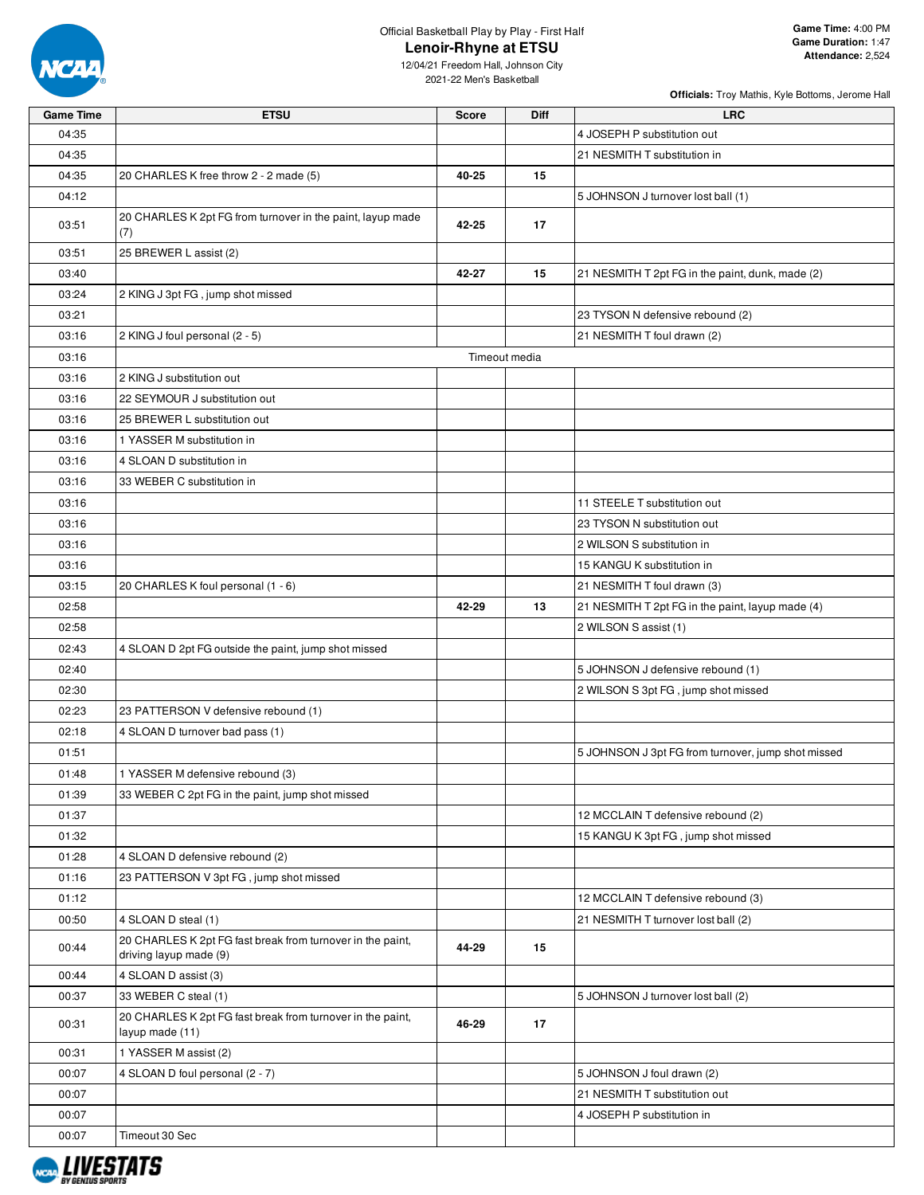Official Basketball Play by Play - First Half

# Lenoir-Rhyne at ETSU

12/04/21 Freedom Hall, Johnson City
2021-22 Men's Basketball

**Game Time:** 4:00 PM
**Game Duration:** 1:47
**Attendance:** 2,524

**Officials:** Troy Mathis, Kyle Bottoms, Jerome Hall

| Game Time | ETSU | Score | Diff | LRC |
|---|---|---|---|---|
| 04:35 | | | | 4 JOSEPH P substitution out |
| 04:35 | | | | 21 NESMITH T substitution in |
| 04:35 | 20 CHARLES K free throw 2 - 2 made (5) | 40-25 | 15 | |
| 04:12 | | | | 5 JOHNSON J turnover lost ball (1) |
| 03:51 | 20 CHARLES K 2pt FG from turnover in the paint, layup made (7) | 42-25 | 17 | |
| 03:51 | 25 BREWER L assist (2) | | | |
| 03:40 | | 42-27 | 15 | 21 NESMITH T 2pt FG in the paint, dunk, made (2) |
| 03:24 | 2 KING J 3pt FG , jump shot missed | | | |
| 03:21 | | | | 23 TYSON N defensive rebound (2) |
| 03:16 | 2 KING J foul personal (2 - 5) | | | 21 NESMITH T foul drawn (2) |
| 03:16 | | Timeout media | | |
| 03:16 | 2 KING J substitution out | | | |
| 03:16 | 22 SEYMOUR J substitution out | | | |
| 03:16 | 25 BREWER L substitution out | | | |
| 03:16 | 1 YASSER M substitution in | | | |
| 03:16 | 4 SLOAN D substitution in | | | |
| 03:16 | 33 WEBER C substitution in | | | |
| 03:16 | | | | 11 STEELE T substitution out |
| 03:16 | | | | 23 TYSON N substitution out |
| 03:16 | | | | 2 WILSON S substitution in |
| 03:16 | | | | 15 KANGU K substitution in |
| 03:15 | 20 CHARLES K foul personal (1 - 6) | | | 21 NESMITH T foul drawn (3) |
| 02:58 | | 42-29 | 13 | 21 NESMITH T 2pt FG in the paint, layup made (4) |
| 02:58 | | | | 2 WILSON S assist (1) |
| 02:43 | 4 SLOAN D 2pt FG outside the paint, jump shot missed | | | |
| 02:40 | | | | 5 JOHNSON J defensive rebound (1) |
| 02:30 | | | | 2 WILSON S 3pt FG , jump shot missed |
| 02:23 | 23 PATTERSON V defensive rebound (1) | | | |
| 02:18 | 4 SLOAN D turnover bad pass (1) | | | |
| 01:51 | | | | 5 JOHNSON J 3pt FG from turnover, jump shot missed |
| 01:48 | 1 YASSER M defensive rebound (3) | | | |
| 01:39 | 33 WEBER C 2pt FG in the paint, jump shot missed | | | |
| 01:37 | | | | 12 MCCLAIN T defensive rebound (2) |
| 01:32 | | | | 15 KANGU K 3pt FG , jump shot missed |
| 01:28 | 4 SLOAN D defensive rebound (2) | | | |
| 01:16 | 23 PATTERSON V 3pt FG , jump shot missed | | | |
| 01:12 | | | | 12 MCCLAIN T defensive rebound (3) |
| 00:50 | 4 SLOAN D steal (1) | | | 21 NESMITH T turnover lost ball (2) |
| 00:44 | 20 CHARLES K 2pt FG fast break from turnover in the paint, driving layup made (9) | 44-29 | 15 | |
| 00:44 | 4 SLOAN D assist (3) | | | |
| 00:37 | 33 WEBER C steal (1) | | | 5 JOHNSON J turnover lost ball (2) |
| 00:31 | 20 CHARLES K 2pt FG fast break from turnover in the paint, layup made (11) | 46-29 | 17 | |
| 00:31 | 1 YASSER M assist (2) | | | |
| 00:07 | 4 SLOAN D foul personal (2 - 7) | | | 5 JOHNSON J foul drawn (2) |
| 00:07 | | | | 21 NESMITH T substitution out |
| 00:07 | | | | 4 JOSEPH P substitution in |
| 00:07 | Timeout 30 Sec | | | |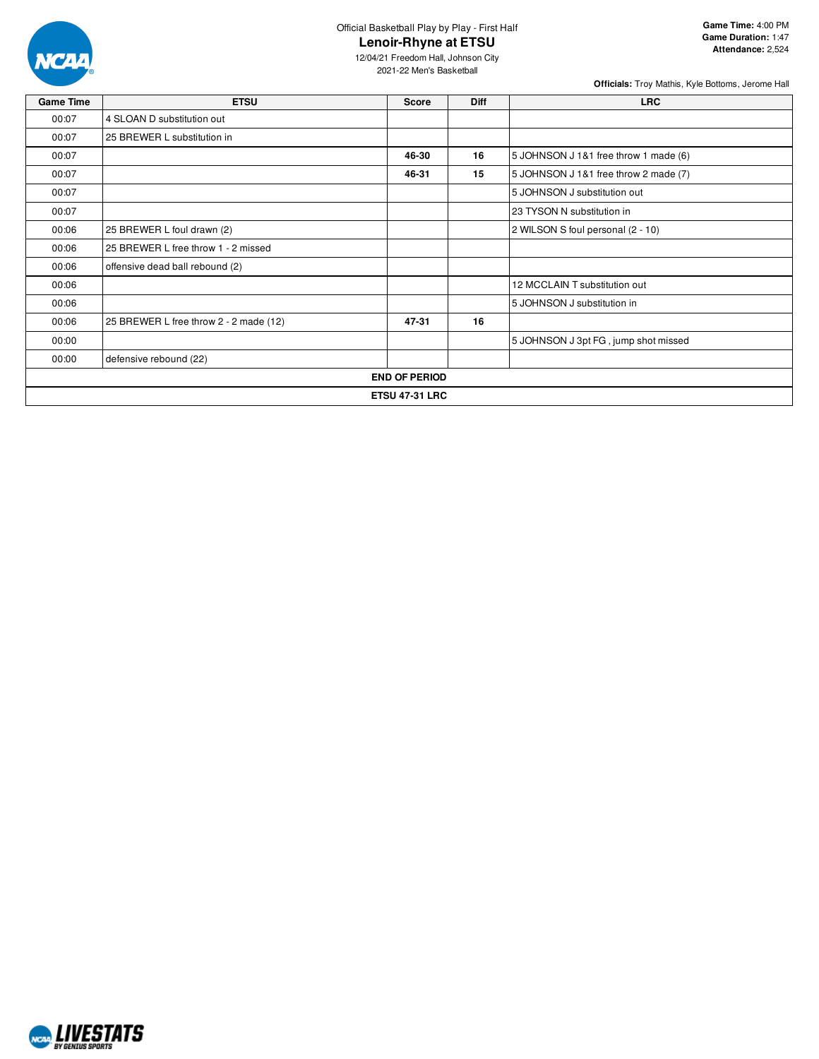Official Basketball Play by Play - First Half

# Lenoir-Rhyne at ETSU

12/04/21 Freedom Hall, Johnson City
2021-22 Men's Basketball

**Game Time:** 4:00 PM
**Game Duration:** 1:47
**Attendance:** 2,524

**Officials:** Troy Mathis, Kyle Bottoms, Jerome Hall

| Game Time | ETSU | Score | Diff | LRC |
|---|---|---|---|---|
| 00:07 | 4 SLOAN D substitution out | | | |
| 00:07 | 25 BREWER L substitution in | | | |
| 00:07 | | 46-30 | 16 | 5 JOHNSON J 1&1 free throw 1 made (6) |
| 00:07 | | 46-31 | 15 | 5 JOHNSON J 1&1 free throw 2 made (7) |
| 00:07 | | | | 5 JOHNSON J substitution out |
| 00:07 | | | | 23 TYSON N substitution in |
| 00:06 | 25 BREWER L foul drawn (2) | | | 2 WILSON S foul personal (2 - 10) |
| 00:06 | 25 BREWER L free throw 1 - 2 missed | | | |
| 00:06 | offensive dead ball rebound (2) | | | |
| 00:06 | | | | 12 MCCLAIN T substitution out |
| 00:06 | | | | 5 JOHNSON J substitution in |
| 00:06 | 25 BREWER L free throw 2 - 2 made (12) | 47-31 | 16 | |
| 00:00 | | | | 5 JOHNSON J 3pt FG , jump shot missed |
| 00:00 | defensive rebound (22) | | | |
| **END OF PERIOD** | | | | |
| **ETSU 47-31 LRC** | | | | |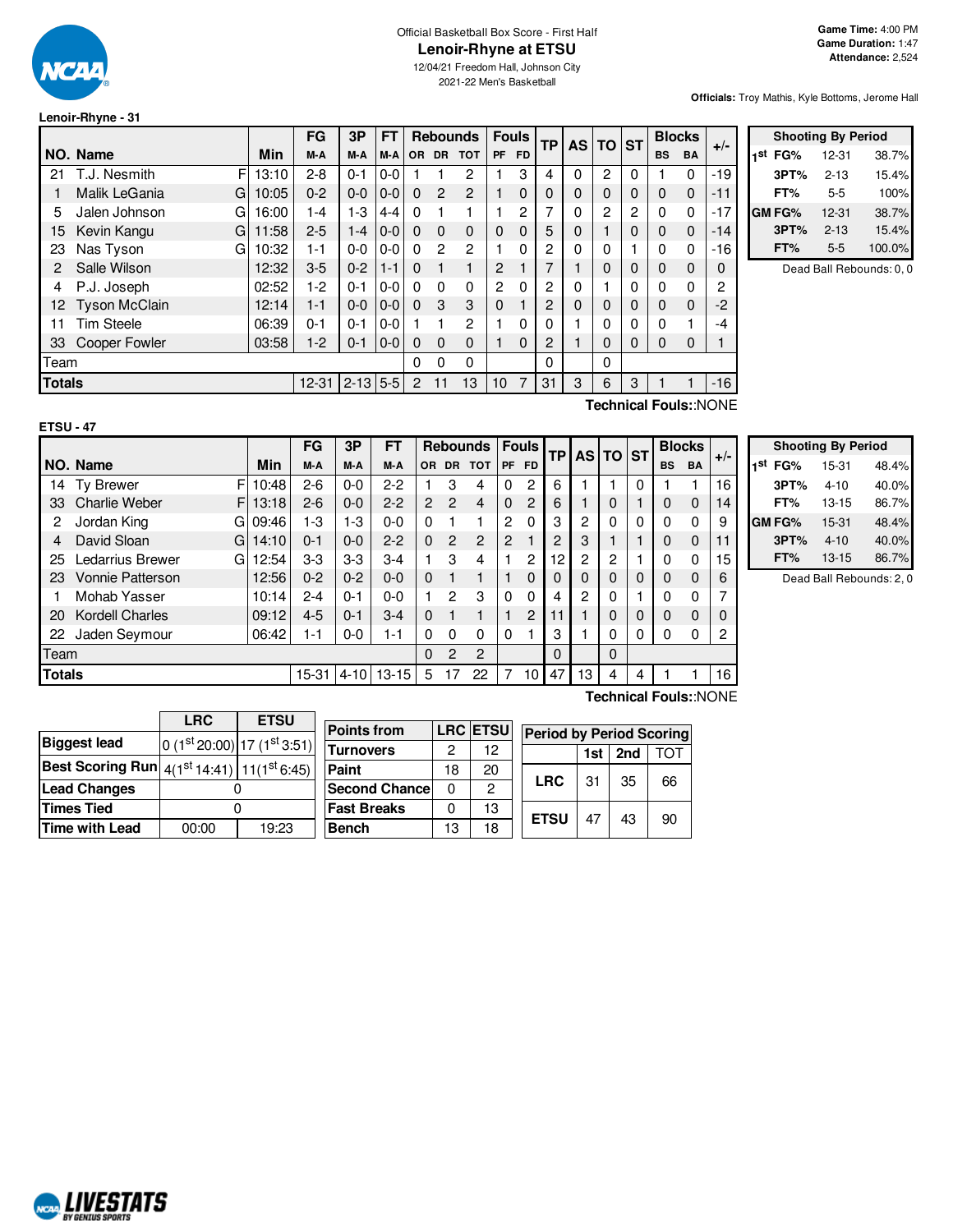Official Basketball Box Score - First Half

# Lenoir-Rhyne at ETSU

12/04/21 Freedom Hall, Johnson City
2021-22 Men's Basketball

**Game Time:** 4:00 PM
**Game Duration:** 1:47
**Attendance:** 2,524

**Officials:** Troy Mathis, Kyle Bottoms, Jerome Hall

## Lenoir-Rhyne - 31

| NO. | Name | | Min | FG M-A | 3P M-A | FT M-A | OR | DR | TOT | PF | FD | TP | AS | TO | ST | BS | BA | +/- |
|---|---|---|---|---|---|---|---|---|---|---|---|---|---|---|---|---|---|---|
| 21 | T.J. Nesmith | F | 13:10 | 2-8 | 0-1 | 0-0 | 1 | 1 | 2 | 1 | 3 | 4 | 0 | 2 | 0 | 1 | 0 | -19 |
| 1 | Malik LeGania | G | 10:05 | 0-2 | 0-0 | 0-0 | 0 | 2 | 2 | 1 | 0 | 0 | 0 | 0 | 0 | 0 | 0 | -11 |
| 5 | Jalen Johnson | G | 16:00 | 1-4 | 1-3 | 4-4 | 0 | 1 | 1 | 1 | 2 | 7 | 0 | 2 | 2 | 0 | 0 | -17 |
| 15 | Kevin Kangu | G | 11:58 | 2-5 | 1-4 | 0-0 | 0 | 0 | 0 | 0 | 0 | 5 | 0 | 1 | 0 | 0 | 0 | -14 |
| 23 | Nas Tyson | G | 10:32 | 1-1 | 0-0 | 0-0 | 0 | 2 | 2 | 1 | 0 | 2 | 0 | 0 | 1 | 0 | 0 | -16 |
| 2 | Salle Wilson | | 12:32 | 3-5 | 0-2 | 1-1 | 0 | 1 | 1 | 2 | 1 | 7 | 1 | 0 | 0 | 0 | 0 | 0 |
| 4 | P.J. Joseph | | 02:52 | 1-2 | 0-1 | 0-0 | 0 | 0 | 0 | 2 | 0 | 2 | 0 | 1 | 0 | 0 | 0 | 2 |
| 12 | Tyson McClain | | 12:14 | 1-1 | 0-0 | 0-0 | 0 | 3 | 3 | 0 | 1 | 2 | 0 | 0 | 0 | 0 | 0 | -2 |
| 11 | Tim Steele | | 06:39 | 0-1 | 0-1 | 0-0 | 1 | 1 | 2 | 1 | 0 | 0 | 1 | 0 | 0 | 0 | 1 | -4 |
| 33 | Cooper Fowler | | 03:58 | 1-2 | 0-1 | 0-0 | 0 | 0 | 0 | 1 | 0 | 2 | 1 | 0 | 0 | 0 | 0 | 1 |
| | Team | | | | | | 0 | 0 | 0 | | | 0 | | 0 | | | | |
| | **Totals** | | | 12-31 | 2-13 | 5-5 | 2 | 11 | 13 | 10 | 7 | 31 | 3 | 6 | 3 | 1 | 1 | -16 |

**Technical Fouls:**:NONE

| Shooting By Period | | | |
|---|---|---|---|
| 1st | FG% | 12-31 | 38.7% |
| | 3PT% | 2-13 | 15.4% |
| | FT% | 5-5 | 100% |
| GM | FG% | 12-31 | 38.7% |
| | 3PT% | 2-13 | 15.4% |
| | FT% | 5-5 | 100.0% |

Dead Ball Rebounds: 0, 0

## ETSU - 47

| NO. | Name | | Min | FG M-A | 3P M-A | FT M-A | OR | DR | TOT | PF | FD | TP | AS | TO | ST | BS | BA | +/- |
|---|---|---|---|---|---|---|---|---|---|---|---|---|---|---|---|---|---|---|
| 14 | Ty Brewer | F | 10:48 | 2-6 | 0-0 | 2-2 | 1 | 3 | 4 | 0 | 2 | 6 | 1 | 1 | 0 | 1 | 1 | 16 |
| 33 | Charlie Weber | F | 13:18 | 2-6 | 0-0 | 2-2 | 2 | 2 | 4 | 0 | 2 | 6 | 1 | 0 | 1 | 0 | 0 | 14 |
| 2 | Jordan King | G | 09:46 | 1-3 | 1-3 | 0-0 | 0 | 1 | 1 | 2 | 0 | 3 | 2 | 0 | 0 | 0 | 0 | 9 |
| 4 | David Sloan | G | 14:10 | 0-1 | 0-0 | 2-2 | 0 | 2 | 2 | 2 | 1 | 2 | 3 | 1 | 1 | 0 | 0 | 11 |
| 25 | Ledarrius Brewer | G | 12:54 | 3-3 | 3-3 | 3-4 | 1 | 3 | 4 | 1 | 2 | 12 | 2 | 2 | 1 | 0 | 0 | 15 |
| 23 | Vonnie Patterson | | 12:56 | 0-2 | 0-2 | 0-0 | 0 | 1 | 1 | 1 | 0 | 0 | 0 | 0 | 0 | 0 | 0 | 6 |
| 1 | Mohab Yasser | | 10:14 | 2-4 | 0-1 | 0-0 | 1 | 2 | 3 | 0 | 0 | 4 | 2 | 0 | 1 | 0 | 0 | 7 |
| 20 | Kordell Charles | | 09:12 | 4-5 | 0-1 | 3-4 | 0 | 1 | 1 | 1 | 2 | 11 | 1 | 0 | 0 | 0 | 0 | 0 |
| 22 | Jaden Seymour | | 06:42 | 1-1 | 0-0 | 1-1 | 0 | 0 | 0 | 0 | 1 | 3 | 1 | 0 | 0 | 0 | 0 | 2 |
| | Team | | | | | | 0 | 2 | 2 | | | 0 | | 0 | | | | |
| | **Totals** | | | 15-31 | 4-10 | 13-15 | 5 | 17 | 22 | 7 | 10 | 47 | 13 | 4 | 4 | 1 | 1 | 16 |

**Technical Fouls:**:NONE

| Shooting By Period | | | |
|---|---|---|---|
| 1st | FG% | 15-31 | 48.4% |
| | 3PT% | 4-10 | 40.0% |
| | FT% | 13-15 | 86.7% |
| GM | FG% | 15-31 | 48.4% |
| | 3PT% | 4-10 | 40.0% |
| | FT% | 13-15 | 86.7% |

Dead Ball Rebounds: 2, 0

| | LRC | ETSU |
|---|---|---|
| **Biggest lead** | 0 (1st 20:00) | 17 (1st 3:51) |
| **Best Scoring Run** | 4(1st 14:41) | 11(1st 6:45) |
| **Lead Changes** | 0 | |
| **Times Tied** | 0 | |
| **Time with Lead** | 00:00 | 19:23 |

| Points from | LRC | ETSU |
|---|---|---|
| Turnovers | 2 | 12 |
| Paint | 18 | 20 |
| Second Chance | 0 | 2 |
| Fast Breaks | 0 | 13 |
| Bench | 13 | 18 |

| Period by Period Scoring | 1st | 2nd | TOT |
|---|---|---|---|
| LRC | 31 | 35 | 66 |
| ETSU | 47 | 43 | 90 |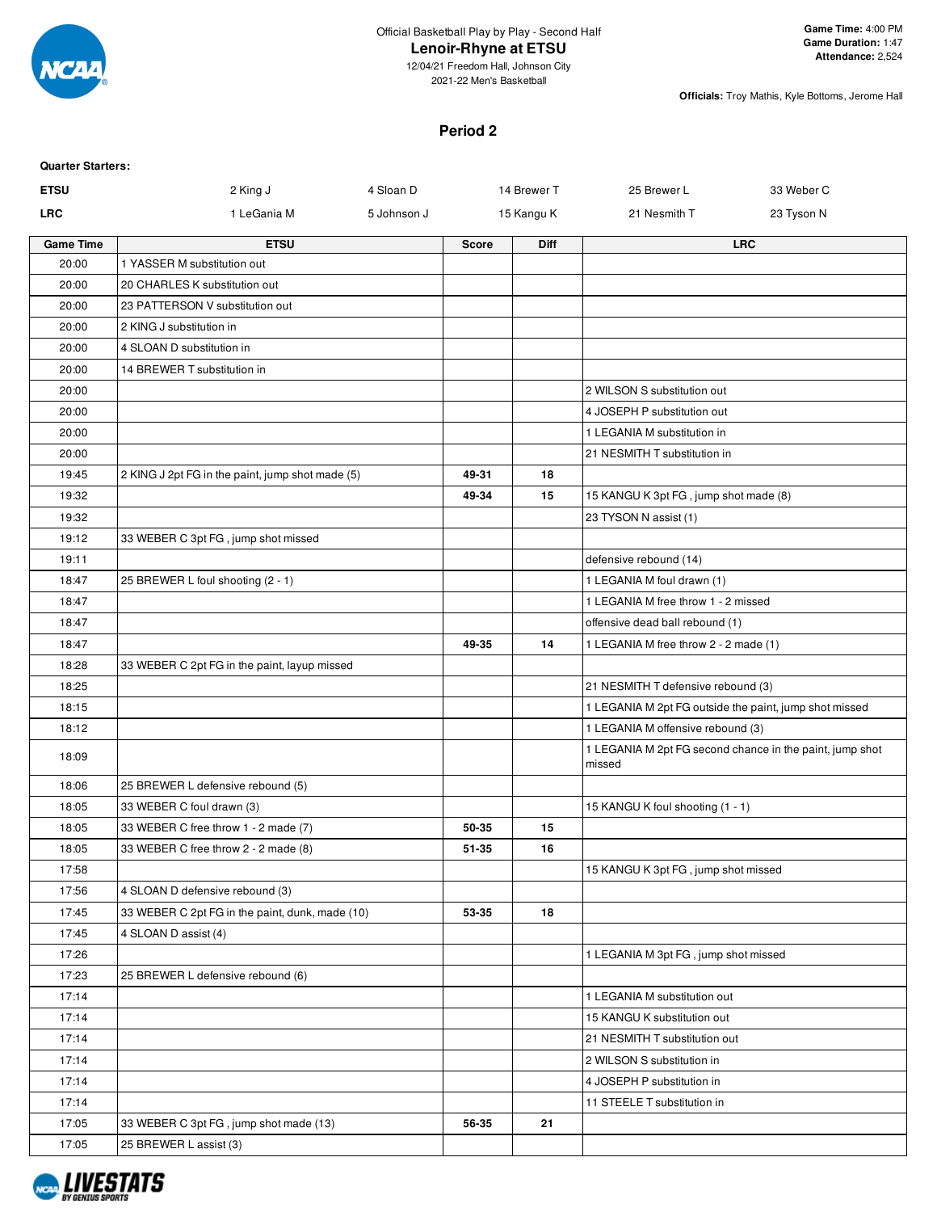Official Basketball Play by Play - Second Half

# Lenoir-Rhyne at ETSU

12/04/21 Freedom Hall, Johnson City
2021-22 Men's Basketball

**Game Time:** 4:00 PM
**Game Duration:** 1:47
**Attendance:** 2,524

**Officials:** Troy Mathis, Kyle Bottoms, Jerome Hall

## Period 2

**Quarter Starters:**

| | | | | | |
|---|---|---|---|---|---|
| **ETSU** | 2 King J | 4 Sloan D | 14 Brewer T | 25 Brewer L | 33 Weber C |
| **LRC** | 1 LeGania M | 5 Johnson J | 15 Kangu K | 21 Nesmith T | 23 Tyson N |

| Game Time | ETSU | Score | Diff | LRC |
|---|---|---|---|---|
| 20:00 | 1 YASSER M substitution out | | | |
| 20:00 | 20 CHARLES K substitution out | | | |
| 20:00 | 23 PATTERSON V substitution out | | | |
| 20:00 | 2 KING J substitution in | | | |
| 20:00 | 4 SLOAN D substitution in | | | |
| 20:00 | 14 BREWER T substitution in | | | |
| 20:00 | | | | 2 WILSON S substitution out |
| 20:00 | | | | 4 JOSEPH P substitution out |
| 20:00 | | | | 1 LEGANIA M substitution in |
| 20:00 | | | | 21 NESMITH T substitution in |
| 19:45 | 2 KING J 2pt FG in the paint, jump shot made (5) | 49-31 | 18 | |
| 19:32 | | 49-34 | 15 | 15 KANGU K 3pt FG , jump shot made (8) |
| 19:32 | | | | 23 TYSON N assist (1) |
| 19:12 | 33 WEBER C 3pt FG , jump shot missed | | | |
| 19:11 | | | | defensive rebound (14) |
| 18:47 | 25 BREWER L foul shooting (2 - 1) | | | 1 LEGANIA M foul drawn (1) |
| 18:47 | | | | 1 LEGANIA M free throw 1 - 2 missed |
| 18:47 | | | | offensive dead ball rebound (1) |
| 18:47 | | 49-35 | 14 | 1 LEGANIA M free throw 2 - 2 made (1) |
| 18:28 | 33 WEBER C 2pt FG in the paint, layup missed | | | |
| 18:25 | | | | 21 NESMITH T defensive rebound (3) |
| 18:15 | | | | 1 LEGANIA M 2pt FG outside the paint, jump shot missed |
| 18:12 | | | | 1 LEGANIA M offensive rebound (3) |
| 18:09 | | | | 1 LEGANIA M 2pt FG second chance in the paint, jump shot missed |
| 18:06 | 25 BREWER L defensive rebound (5) | | | |
| 18:05 | 33 WEBER C foul drawn (3) | | | 15 KANGU K foul shooting (1 - 1) |
| 18:05 | 33 WEBER C free throw 1 - 2 made (7) | 50-35 | 15 | |
| 18:05 | 33 WEBER C free throw 2 - 2 made (8) | 51-35 | 16 | |
| 17:58 | | | | 15 KANGU K 3pt FG , jump shot missed |
| 17:56 | 4 SLOAN D defensive rebound (3) | | | |
| 17:45 | 33 WEBER C 2pt FG in the paint, dunk, made (10) | 53-35 | 18 | |
| 17:45 | 4 SLOAN D assist (4) | | | |
| 17:26 | | | | 1 LEGANIA M 3pt FG , jump shot missed |
| 17:23 | 25 BREWER L defensive rebound (6) | | | |
| 17:14 | | | | 1 LEGANIA M substitution out |
| 17:14 | | | | 15 KANGU K substitution out |
| 17:14 | | | | 21 NESMITH T substitution out |
| 17:14 | | | | 2 WILSON S substitution in |
| 17:14 | | | | 4 JOSEPH P substitution in |
| 17:14 | | | | 11 STEELE T substitution in |
| 17:05 | 33 WEBER C 3pt FG , jump shot made (13) | 56-35 | 21 | |
| 17:05 | 25 BREWER L assist (3) | | | |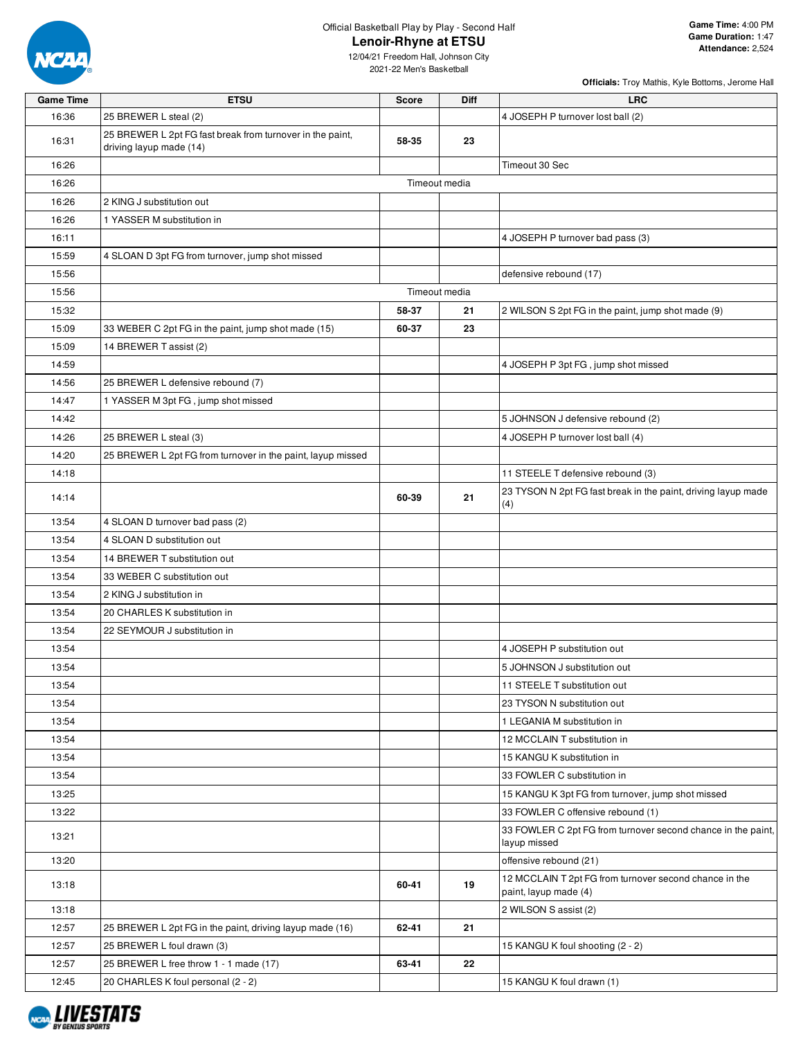Official Basketball Play by Play - Second Half

# Lenoir-Rhyne at ETSU

12/04/21 Freedom Hall, Johnson City
2021-22 Men's Basketball

**Game Time:** 4:00 PM
**Game Duration:** 1:47
**Attendance:** 2,524

**Officials:** Troy Mathis, Kyle Bottoms, Jerome Hall

| Game Time | ETSU | Score | Diff | LRC |
|---|---|---|---|---|
| 16:36 | 25 BREWER L steal (2) | | | 4 JOSEPH P turnover lost ball (2) |
| 16:31 | 25 BREWER L 2pt FG fast break from turnover in the paint, driving layup made (14) | 58-35 | 23 | |
| 16:26 | | | | Timeout 30 Sec |
| 16:26 | | Timeout media | | |
| 16:26 | 2 KING J substitution out | | | |
| 16:26 | 1 YASSER M substitution in | | | |
| 16:11 | | | | 4 JOSEPH P turnover bad pass (3) |
| 15:59 | 4 SLOAN D 3pt FG from turnover, jump shot missed | | | |
| 15:56 | | | | defensive rebound (17) |
| 15:56 | | Timeout media | | |
| 15:32 | | 58-37 | 21 | 2 WILSON S 2pt FG in the paint, jump shot made (9) |
| 15:09 | 33 WEBER C 2pt FG in the paint, jump shot made (15) | 60-37 | 23 | |
| 15:09 | 14 BREWER T assist (2) | | | |
| 14:59 | | | | 4 JOSEPH P 3pt FG , jump shot missed |
| 14:56 | 25 BREWER L defensive rebound (7) | | | |
| 14:47 | 1 YASSER M 3pt FG , jump shot missed | | | |
| 14:42 | | | | 5 JOHNSON J defensive rebound (2) |
| 14:26 | 25 BREWER L steal (3) | | | 4 JOSEPH P turnover lost ball (4) |
| 14:20 | 25 BREWER L 2pt FG from turnover in the paint, layup missed | | | |
| 14:18 | | | | 11 STEELE T defensive rebound (3) |
| 14:14 | | 60-39 | 21 | 23 TYSON N 2pt FG fast break in the paint, driving layup made (4) |
| 13:54 | 4 SLOAN D turnover bad pass (2) | | | |
| 13:54 | 4 SLOAN D substitution out | | | |
| 13:54 | 14 BREWER T substitution out | | | |
| 13:54 | 33 WEBER C substitution out | | | |
| 13:54 | 2 KING J substitution in | | | |
| 13:54 | 20 CHARLES K substitution in | | | |
| 13:54 | 22 SEYMOUR J substitution in | | | |
| 13:54 | | | | 4 JOSEPH P substitution out |
| 13:54 | | | | 5 JOHNSON J substitution out |
| 13:54 | | | | 11 STEELE T substitution out |
| 13:54 | | | | 23 TYSON N substitution out |
| 13:54 | | | | 1 LEGANIA M substitution in |
| 13:54 | | | | 12 MCCLAIN T substitution in |
| 13:54 | | | | 15 KANGU K substitution in |
| 13:54 | | | | 33 FOWLER C substitution in |
| 13:25 | | | | 15 KANGU K 3pt FG from turnover, jump shot missed |
| 13:22 | | | | 33 FOWLER C offensive rebound (1) |
| 13:21 | | | | 33 FOWLER C 2pt FG from turnover second chance in the paint, layup missed |
| 13:20 | | | | offensive rebound (21) |
| 13:18 | | 60-41 | 19 | 12 MCCLAIN T 2pt FG from turnover second chance in the paint, layup made (4) |
| 13:18 | | | | 2 WILSON S assist (2) |
| 12:57 | 25 BREWER L 2pt FG in the paint, driving layup made (16) | 62-41 | 21 | |
| 12:57 | 25 BREWER L foul drawn (3) | | | 15 KANGU K foul shooting (2 - 2) |
| 12:57 | 25 BREWER L free throw 1 - 1 made (17) | 63-41 | 22 | |
| 12:45 | 20 CHARLES K foul personal (2 - 2) | | | 15 KANGU K foul drawn (1) |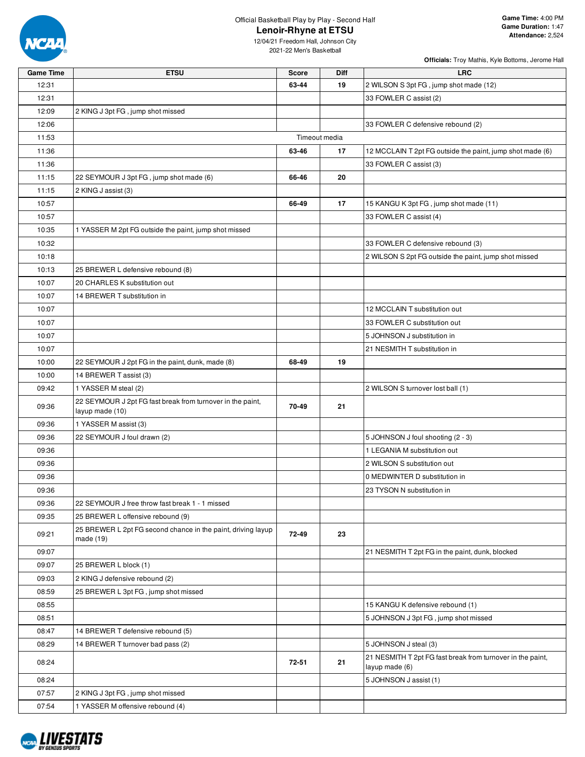Official Basketball Play by Play - Second Half

# Lenoir-Rhyne at ETSU

12/04/21 Freedom Hall, Johnson City
2021-22 Men's Basketball

**Game Time:** 4:00 PM
**Game Duration:** 1:47
**Attendance:** 2,524

**Officials:** Troy Mathis, Kyle Bottoms, Jerome Hall

| Game Time | ETSU | Score | Diff | LRC |
|---|---|---|---|---|
| 12:31 | | 63-44 | 19 | 2 WILSON S 3pt FG , jump shot made (12) |
| 12:31 | | | | 33 FOWLER C assist (2) |
| 12:09 | 2 KING J 3pt FG , jump shot missed | | | |
| 12:06 | | | | 33 FOWLER C defensive rebound (2) |
| 11:53 | Timeout media | | | |
| 11:36 | | 63-46 | 17 | 12 MCCLAIN T 2pt FG outside the paint, jump shot made (6) |
| 11:36 | | | | 33 FOWLER C assist (3) |
| 11:15 | 22 SEYMOUR J 3pt FG , jump shot made (6) | 66-46 | 20 | |
| 11:15 | 2 KING J assist (3) | | | |
| 10:57 | | 66-49 | 17 | 15 KANGU K 3pt FG , jump shot made (11) |
| 10:57 | | | | 33 FOWLER C assist (4) |
| 10:35 | 1 YASSER M 2pt FG outside the paint, jump shot missed | | | |
| 10:32 | | | | 33 FOWLER C defensive rebound (3) |
| 10:18 | | | | 2 WILSON S 2pt FG outside the paint, jump shot missed |
| 10:13 | 25 BREWER L defensive rebound (8) | | | |
| 10:07 | 20 CHARLES K substitution out | | | |
| 10:07 | 14 BREWER T substitution in | | | |
| 10:07 | | | | 12 MCCLAIN T substitution out |
| 10:07 | | | | 33 FOWLER C substitution out |
| 10:07 | | | | 5 JOHNSON J substitution in |
| 10:07 | | | | 21 NESMITH T substitution in |
| 10:00 | 22 SEYMOUR J 2pt FG in the paint, dunk, made (8) | 68-49 | 19 | |
| 10:00 | 14 BREWER T assist (3) | | | |
| 09:42 | 1 YASSER M steal (2) | | | 2 WILSON S turnover lost ball (1) |
| 09:36 | 22 SEYMOUR J 2pt FG fast break from turnover in the paint, layup made (10) | 70-49 | 21 | |
| 09:36 | 1 YASSER M assist (3) | | | |
| 09:36 | 22 SEYMOUR J foul drawn (2) | | | 5 JOHNSON J foul shooting (2 - 3) |
| 09:36 | | | | 1 LEGANIA M substitution out |
| 09:36 | | | | 2 WILSON S substitution out |
| 09:36 | | | | 0 MEDWINTER D substitution in |
| 09:36 | | | | 23 TYSON N substitution in |
| 09:36 | 22 SEYMOUR J free throw fast break 1 - 1 missed | | | |
| 09:35 | 25 BREWER L offensive rebound (9) | | | |
| 09:21 | 25 BREWER L 2pt FG second chance in the paint, driving layup made (19) | 72-49 | 23 | |
| 09:07 | | | | 21 NESMITH T 2pt FG in the paint, dunk, blocked |
| 09:07 | 25 BREWER L block (1) | | | |
| 09:03 | 2 KING J defensive rebound (2) | | | |
| 08:59 | 25 BREWER L 3pt FG , jump shot missed | | | |
| 08:55 | | | | 15 KANGU K defensive rebound (1) |
| 08:51 | | | | 5 JOHNSON J 3pt FG , jump shot missed |
| 08:47 | 14 BREWER T defensive rebound (5) | | | |
| 08:29 | 14 BREWER T turnover bad pass (2) | | | 5 JOHNSON J steal (3) |
| 08:24 | | 72-51 | 21 | 21 NESMITH T 2pt FG fast break from turnover in the paint, layup made (6) |
| 08:24 | | | | 5 JOHNSON J assist (1) |
| 07:57 | 2 KING J 3pt FG , jump shot missed | | | |
| 07:54 | 1 YASSER M offensive rebound (4) | | | |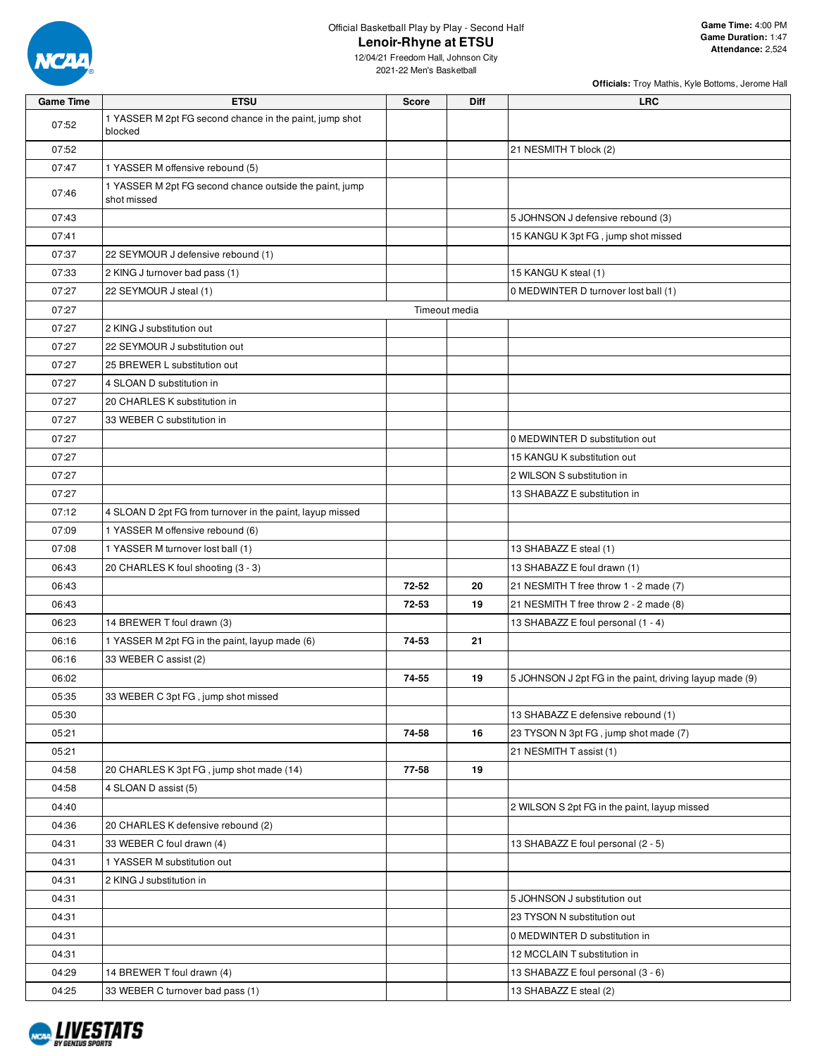Official Basketball Play by Play - Second Half

## Lenoir-Rhyne at ETSU

12/04/21 Freedom Hall, Johnson City
2021-22 Men's Basketball

**Game Time:** 4:00 PM
**Game Duration:** 1:47
**Attendance:** 2,524

**Officials:** Troy Mathis, Kyle Bottoms, Jerome Hall

| Game Time | ETSU | Score | Diff | LRC |
|---|---|---|---|---|
| 07:52 | 1 YASSER M 2pt FG second chance in the paint, jump shot blocked | | | |
| 07:52 | | | | 21 NESMITH T block (2) |
| 07:47 | 1 YASSER M offensive rebound (5) | | | |
| 07:46 | 1 YASSER M 2pt FG second chance outside the paint, jump shot missed | | | |
| 07:43 | | | | 5 JOHNSON J defensive rebound (3) |
| 07:41 | | | | 15 KANGU K 3pt FG , jump shot missed |
| 07:37 | 22 SEYMOUR J defensive rebound (1) | | | |
| 07:33 | 2 KING J turnover bad pass (1) | | | 15 KANGU K steal (1) |
| 07:27 | 22 SEYMOUR J steal (1) | | | 0 MEDWINTER D turnover lost ball (1) |
| 07:27 | Timeout media | | | |
| 07:27 | 2 KING J substitution out | | | |
| 07:27 | 22 SEYMOUR J substitution out | | | |
| 07:27 | 25 BREWER L substitution out | | | |
| 07:27 | 4 SLOAN D substitution in | | | |
| 07:27 | 20 CHARLES K substitution in | | | |
| 07:27 | 33 WEBER C substitution in | | | |
| 07:27 | | | | 0 MEDWINTER D substitution out |
| 07:27 | | | | 15 KANGU K substitution out |
| 07:27 | | | | 2 WILSON S substitution in |
| 07:27 | | | | 13 SHABAZZ E substitution in |
| 07:12 | 4 SLOAN D 2pt FG from turnover in the paint, layup missed | | | |
| 07:09 | 1 YASSER M offensive rebound (6) | | | |
| 07:08 | 1 YASSER M turnover lost ball (1) | | | 13 SHABAZZ E steal (1) |
| 06:43 | 20 CHARLES K foul shooting (3 - 3) | | | 13 SHABAZZ E foul drawn (1) |
| 06:43 | | 72-52 | 20 | 21 NESMITH T free throw 1 - 2 made (7) |
| 06:43 | | 72-53 | 19 | 21 NESMITH T free throw 2 - 2 made (8) |
| 06:23 | 14 BREWER T foul drawn (3) | | | 13 SHABAZZ E foul personal (1 - 4) |
| 06:16 | 1 YASSER M 2pt FG in the paint, layup made (6) | 74-53 | 21 | |
| 06:16 | 33 WEBER C assist (2) | | | |
| 06:02 | | 74-55 | 19 | 5 JOHNSON J 2pt FG in the paint, driving layup made (9) |
| 05:35 | 33 WEBER C 3pt FG , jump shot missed | | | |
| 05:30 | | | | 13 SHABAZZ E defensive rebound (1) |
| 05:21 | | 74-58 | 16 | 23 TYSON N 3pt FG , jump shot made (7) |
| 05:21 | | | | 21 NESMITH T assist (1) |
| 04:58 | 20 CHARLES K 3pt FG , jump shot made (14) | 77-58 | 19 | |
| 04:58 | 4 SLOAN D assist (5) | | | |
| 04:40 | | | | 2 WILSON S 2pt FG in the paint, layup missed |
| 04:36 | 20 CHARLES K defensive rebound (2) | | | |
| 04:31 | 33 WEBER C foul drawn (4) | | | 13 SHABAZZ E foul personal (2 - 5) |
| 04:31 | 1 YASSER M substitution out | | | |
| 04:31 | 2 KING J substitution in | | | |
| 04:31 | | | | 5 JOHNSON J substitution out |
| 04:31 | | | | 23 TYSON N substitution out |
| 04:31 | | | | 0 MEDWINTER D substitution in |
| 04:31 | | | | 12 MCCLAIN T substitution in |
| 04:29 | 14 BREWER T foul drawn (4) | | | 13 SHABAZZ E foul personal (3 - 6) |
| 04:25 | 33 WEBER C turnover bad pass (1) | | | 13 SHABAZZ E steal (2) |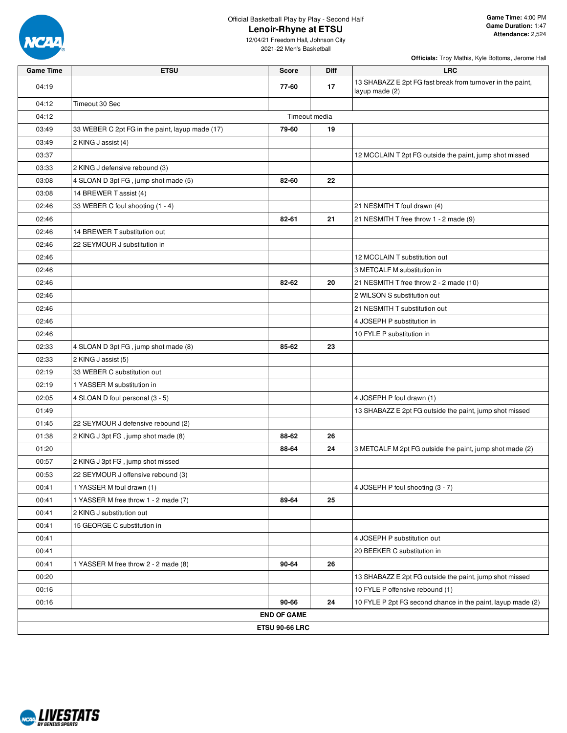Official Basketball Play by Play - Second Half

# Lenoir-Rhyne at ETSU

12/04/21 Freedom Hall, Johnson City
2021-22 Men's Basketball

**Game Time:** 4:00 PM
**Game Duration:** 1:47
**Attendance:** 2,524

**Officials:** Troy Mathis, Kyle Bottoms, Jerome Hall

| Game Time | ETSU | Score | Diff | LRC |
|---|---|---|---|---|
| 04:19 | | 77-60 | 17 | 13 SHABAZZ E 2pt FG fast break from turnover in the paint, layup made (2) |
| 04:12 | Timeout 30 Sec | | | |
| 04:12 | | Timeout media | | |
| 03:49 | 33 WEBER C 2pt FG in the paint, layup made (17) | 79-60 | 19 | |
| 03:49 | 2 KING J assist (4) | | | |
| 03:37 | | | | 12 MCCLAIN T 2pt FG outside the paint, jump shot missed |
| 03:33 | 2 KING J defensive rebound (3) | | | |
| 03:08 | 4 SLOAN D 3pt FG , jump shot made (5) | 82-60 | 22 | |
| 03:08 | 14 BREWER T assist (4) | | | |
| 02:46 | 33 WEBER C foul shooting (1 - 4) | | | 21 NESMITH T foul drawn (4) |
| 02:46 | | 82-61 | 21 | 21 NESMITH T free throw 1 - 2 made (9) |
| 02:46 | 14 BREWER T substitution out | | | |
| 02:46 | 22 SEYMOUR J substitution in | | | |
| 02:46 | | | | 12 MCCLAIN T substitution out |
| 02:46 | | | | 3 METCALF M substitution in |
| 02:46 | | 82-62 | 20 | 21 NESMITH T free throw 2 - 2 made (10) |
| 02:46 | | | | 2 WILSON S substitution out |
| 02:46 | | | | 21 NESMITH T substitution out |
| 02:46 | | | | 4 JOSEPH P substitution in |
| 02:46 | | | | 10 FYLE P substitution in |
| 02:33 | 4 SLOAN D 3pt FG , jump shot made (8) | 85-62 | 23 | |
| 02:33 | 2 KING J assist (5) | | | |
| 02:19 | 33 WEBER C substitution out | | | |
| 02:19 | 1 YASSER M substitution in | | | |
| 02:05 | 4 SLOAN D foul personal (3 - 5) | | | 4 JOSEPH P foul drawn (1) |
| 01:49 | | | | 13 SHABAZZ E 2pt FG outside the paint, jump shot missed |
| 01:45 | 22 SEYMOUR J defensive rebound (2) | | | |
| 01:38 | 2 KING J 3pt FG , jump shot made (8) | 88-62 | 26 | |
| 01:20 | | 88-64 | 24 | 3 METCALF M 2pt FG outside the paint, jump shot made (2) |
| 00:57 | 2 KING J 3pt FG , jump shot missed | | | |
| 00:53 | 22 SEYMOUR J offensive rebound (3) | | | |
| 00:41 | 1 YASSER M foul drawn (1) | | | 4 JOSEPH P foul shooting (3 - 7) |
| 00:41 | 1 YASSER M free throw 1 - 2 made (7) | 89-64 | 25 | |
| 00:41 | 2 KING J substitution out | | | |
| 00:41 | 15 GEORGE C substitution in | | | |
| 00:41 | | | | 4 JOSEPH P substitution out |
| 00:41 | | | | 20 BEEKER C substitution in |
| 00:41 | 1 YASSER M free throw 2 - 2 made (8) | 90-64 | 26 | |
| 00:20 | | | | 13 SHABAZZ E 2pt FG outside the paint, jump shot missed |
| 00:16 | | | | 10 FYLE P offensive rebound (1) |
| 00:16 | | 90-66 | 24 | 10 FYLE P 2pt FG second chance in the paint, layup made (2) |
| | | **END OF GAME** | | |
| | | **ETSU 90-66 LRC** | | |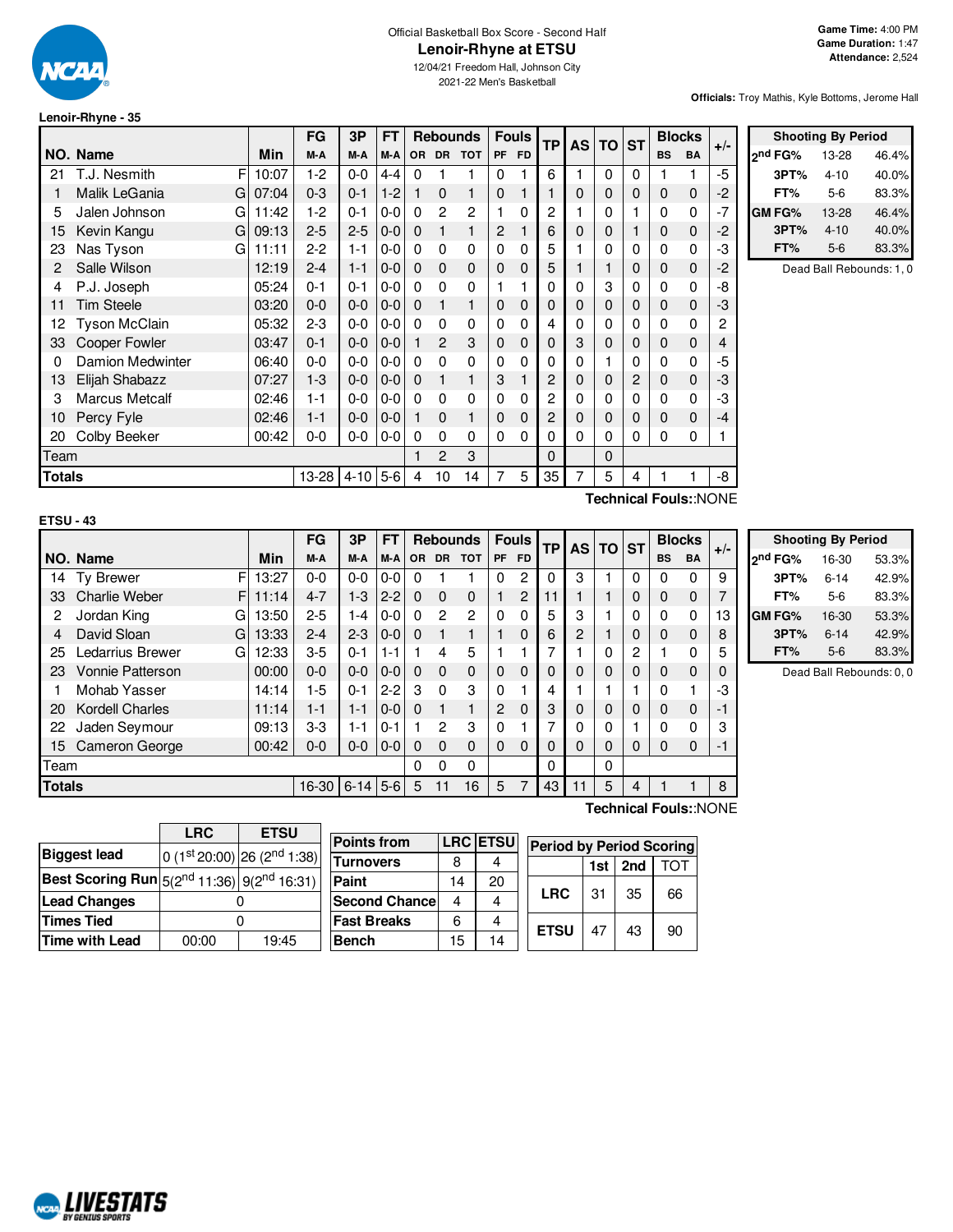Official Basketball Box Score - Second Half

# Lenoir-Rhyne at ETSU

12/04/21 Freedom Hall, Johnson City
2021-22 Men's Basketball

**Game Time:** 4:00 PM
**Game Duration:** 1:47
**Attendance:** 2,524

**Officials:** Troy Mathis, Kyle Bottoms, Jerome Hall

## Lenoir-Rhyne - 35

| NO. | Name | | Min | FG M-A | 3P M-A | FT M-A | OR | DR | TOT | PF | FD | TP | AS | TO | ST | BS | BA | +/- |
|---|---|---|---|---|---|---|---|---|---|---|---|---|---|---|---|---|---|---|
| 21 | T.J. Nesmith | F | 10:07 | 1-2 | 0-0 | 4-4 | 0 | 1 | 1 | 0 | 1 | 6 | 1 | 0 | 0 | 1 | 1 | -5 |
| 1 | Malik LeGania | G | 07:04 | 0-3 | 0-1 | 1-2 | 1 | 0 | 1 | 0 | 1 | 1 | 0 | 0 | 0 | 0 | 0 | -2 |
| 5 | Jalen Johnson | G | 11:42 | 1-2 | 0-1 | 0-0 | 0 | 2 | 2 | 1 | 0 | 2 | 1 | 0 | 1 | 0 | 0 | -7 |
| 15 | Kevin Kangu | G | 09:13 | 2-5 | 2-5 | 0-0 | 0 | 1 | 1 | 2 | 1 | 6 | 0 | 0 | 1 | 0 | 0 | -2 |
| 23 | Nas Tyson | G | 11:11 | 2-2 | 1-1 | 0-0 | 0 | 0 | 0 | 0 | 0 | 5 | 1 | 0 | 0 | 0 | 0 | -3 |
| 2 | Salle Wilson | | 12:19 | 2-4 | 1-1 | 0-0 | 0 | 0 | 0 | 0 | 0 | 5 | 1 | 1 | 0 | 0 | 0 | -2 |
| 4 | P.J. Joseph | | 05:24 | 0-1 | 0-1 | 0-0 | 0 | 0 | 0 | 1 | 1 | 0 | 0 | 3 | 0 | 0 | 0 | -8 |
| 11 | Tim Steele | | 03:20 | 0-0 | 0-0 | 0-0 | 0 | 1 | 1 | 0 | 0 | 0 | 0 | 0 | 0 | 0 | 0 | -3 |
| 12 | Tyson McClain | | 05:32 | 2-3 | 0-0 | 0-0 | 0 | 0 | 0 | 0 | 0 | 4 | 0 | 0 | 0 | 0 | 0 | 2 |
| 33 | Cooper Fowler | | 03:47 | 0-1 | 0-0 | 0-0 | 1 | 2 | 3 | 0 | 0 | 0 | 3 | 0 | 0 | 0 | 0 | 4 |
| 0 | Damion Medwinter | | 06:40 | 0-0 | 0-0 | 0-0 | 0 | 0 | 0 | 0 | 0 | 0 | 0 | 1 | 0 | 0 | 0 | -5 |
| 13 | Elijah Shabazz | | 07:27 | 1-3 | 0-0 | 0-0 | 0 | 1 | 1 | 3 | 1 | 2 | 0 | 0 | 2 | 0 | 0 | -3 |
| 3 | Marcus Metcalf | | 02:46 | 1-1 | 0-0 | 0-0 | 0 | 0 | 0 | 0 | 0 | 2 | 0 | 0 | 0 | 0 | 0 | -3 |
| 10 | Percy Fyle | | 02:46 | 1-1 | 0-0 | 0-0 | 1 | 0 | 1 | 0 | 0 | 2 | 0 | 0 | 0 | 0 | 0 | -4 |
| 20 | Colby Beeker | | 00:42 | 0-0 | 0-0 | 0-0 | 0 | 0 | 0 | 0 | 0 | 0 | 0 | 0 | 0 | 0 | 0 | 1 |
| | Team | | | | | | 1 | 2 | 3 | | | 0 | | 0 | | | | |
| | **Totals** | | | 13-28 | 4-10 | 5-6 | 4 | 10 | 14 | 7 | 5 | 35 | 7 | 5 | 4 | 1 | 1 | -8 |

Technical Fouls::NONE

| Shooting By Period | | |
|---|---|---|
| 2nd FG% | 13-28 | 46.4% |
| 3PT% | 4-10 | 40.0% |
| FT% | 5-6 | 83.3% |
| GM FG% | 13-28 | 46.4% |
| 3PT% | 4-10 | 40.0% |
| FT% | 5-6 | 83.3% |

Dead Ball Rebounds: 1, 0

## ETSU - 43

| NO. | Name | | Min | FG M-A | 3P M-A | FT M-A | OR | DR | TOT | PF | FD | TP | AS | TO | ST | BS | BA | +/- |
|---|---|---|---|---|---|---|---|---|---|---|---|---|---|---|---|---|---|---|
| 14 | Ty Brewer | F | 13:27 | 0-0 | 0-0 | 0-0 | 0 | 1 | 1 | 0 | 2 | 0 | 3 | 1 | 0 | 0 | 0 | 9 |
| 33 | Charlie Weber | F | 11:14 | 4-7 | 1-3 | 2-2 | 0 | 0 | 0 | 1 | 2 | 11 | 1 | 1 | 0 | 0 | 0 | 7 |
| 2 | Jordan King | G | 13:50 | 2-5 | 1-4 | 0-0 | 0 | 2 | 2 | 0 | 0 | 5 | 3 | 1 | 0 | 0 | 0 | 13 |
| 4 | David Sloan | G | 13:33 | 2-4 | 2-3 | 0-0 | 0 | 1 | 1 | 1 | 0 | 6 | 2 | 1 | 0 | 0 | 0 | 8 |
| 25 | Ledarrius Brewer | G | 12:33 | 3-5 | 0-1 | 1-1 | 1 | 4 | 5 | 1 | 1 | 7 | 1 | 0 | 2 | 1 | 0 | 5 |
| 23 | Vonnie Patterson | | 00:00 | 0-0 | 0-0 | 0-0 | 0 | 0 | 0 | 0 | 0 | 0 | 0 | 0 | 0 | 0 | 0 | 0 |
| 1 | Mohab Yasser | | 14:14 | 1-5 | 0-1 | 2-2 | 3 | 0 | 3 | 0 | 1 | 4 | 1 | 1 | 1 | 0 | 1 | -3 |
| 20 | Kordell Charles | | 11:14 | 1-1 | 1-1 | 0-0 | 0 | 1 | 1 | 2 | 0 | 3 | 0 | 0 | 0 | 0 | 0 | -1 |
| 22 | Jaden Seymour | | 09:13 | 3-3 | 1-1 | 0-1 | 1 | 2 | 3 | 0 | 1 | 7 | 0 | 0 | 1 | 0 | 0 | 3 |
| 15 | Cameron George | | 00:42 | 0-0 | 0-0 | 0-0 | 0 | 0 | 0 | 0 | 0 | 0 | 0 | 0 | 0 | 0 | 0 | -1 |
| | Team | | | | | | 0 | 0 | 0 | | | 0 | | 0 | | | | |
| | **Totals** | | | 16-30 | 6-14 | 5-6 | 5 | 11 | 16 | 5 | 7 | 43 | 11 | 5 | 4 | 1 | 1 | 8 |

Technical Fouls::NONE

| Shooting By Period | | |
|---|---|---|
| 2nd FG% | 16-30 | 53.3% |
| 3PT% | 6-14 | 42.9% |
| FT% | 5-6 | 83.3% |
| GM FG% | 16-30 | 53.3% |
| 3PT% | 6-14 | 42.9% |
| FT% | 5-6 | 83.3% |

Dead Ball Rebounds: 0, 0

| | LRC | ETSU |
|---|---|---|
| Biggest lead | 0 (1st 20:00) | 26 (2nd 1:38) |
| Best Scoring Run | 5(2nd 11:36) | 9(2nd 16:31) |
| Lead Changes | 0 | |
| Times Tied | 0 | |
| Time with Lead | 00:00 | 19:45 |

| Points from | LRC | ETSU |
|---|---|---|
| Turnovers | 8 | 4 |
| Paint | 14 | 20 |
| Second Chance | 4 | 4 |
| Fast Breaks | 6 | 4 |
| Bench | 15 | 14 |

| Period by Period Scoring | 1st | 2nd | TOT |
|---|---|---|---|
| LRC | 31 | 35 | 66 |
| ETSU | 47 | 43 | 90 |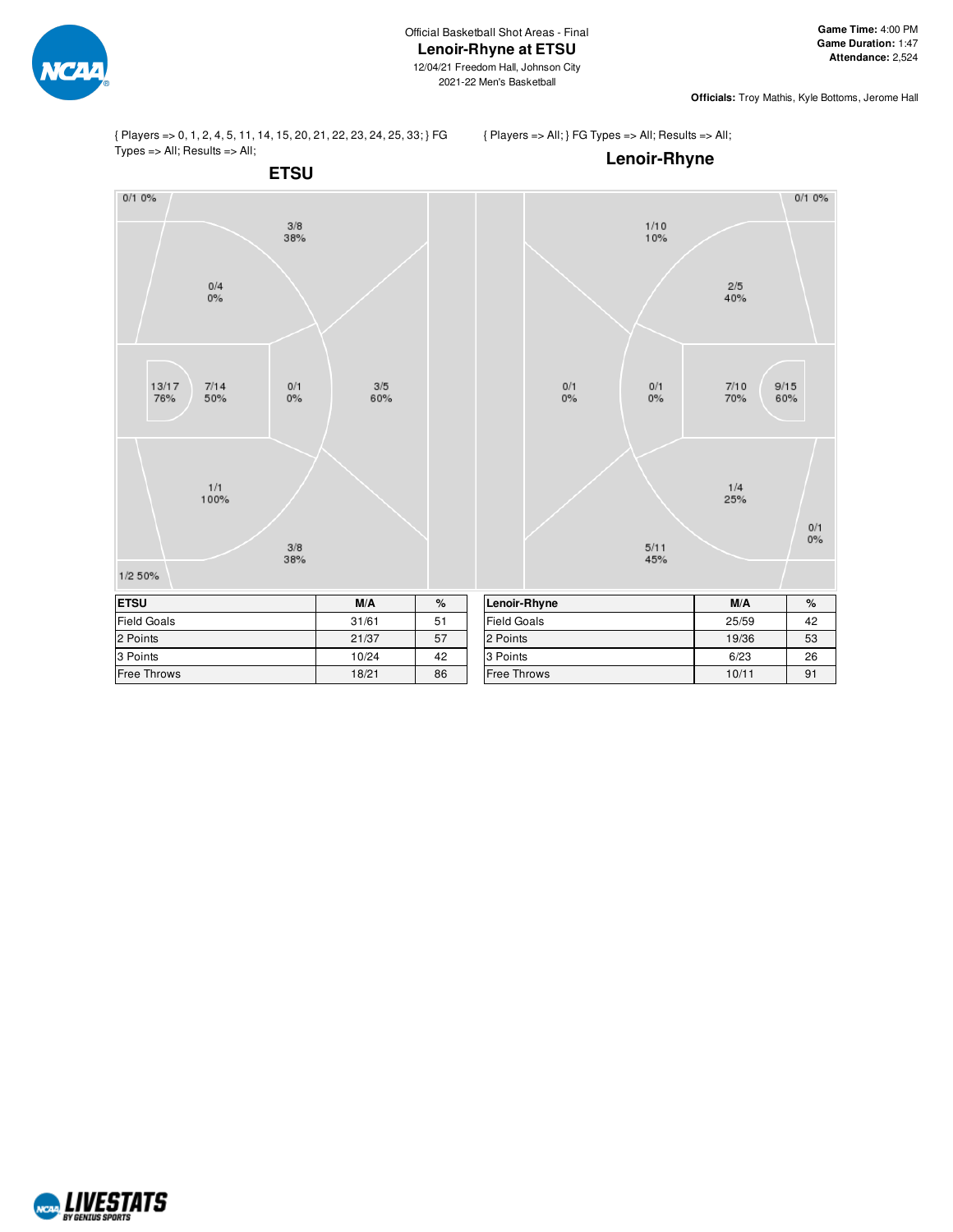Official Basketball Shot Areas - Final

# Lenoir-Rhyne at ETSU

12/04/21 Freedom Hall, Johnson City

2021-22 Men's Basketball

**Game Time:** 4:00 PM
**Game Duration:** 1:47
**Attendance:** 2,524

**Officials:** Troy Mathis, Kyle Bottoms, Jerome Hall

{ Players => 0, 1, 2, 4, 5, 11, 14, 15, 20, 21, 22, 23, 24, 25, 33; } FG Types => All; Results => All;

## ETSU

| Area | M/A | % |
|---|---|---|
| Corner 3 (top) | 0/1 | 0% |
| Wing 3 (top) | 3/8 | 38% |
| Baseline midrange (top) | 0/4 | 0% |
| Restricted area | 13/17 | 76% |
| Paint | 7/14 | 50% |
| Top of key midrange | 0/1 | 0% |
| Top of key 3 | 3/5 | 60% |
| Baseline midrange (bottom) | 1/1 | 100% |
| Wing 3 (bottom) | 3/8 | 38% |
| Corner 3 (bottom) | 1/2 | 50% |

{ Players => All; } FG Types => All; Results => All;

## Lenoir-Rhyne

| Area | M/A | % |
|---|---|---|
| Corner 3 (top) | 0/1 | 0% |
| Wing 3 (top) | 1/10 | 10% |
| Baseline midrange (top) | 2/5 | 40% |
| Backcourt | 0/1 | 0% |
| Top of key midrange | 0/1 | 0% |
| Paint | 7/10 | 70% |
| Restricted area | 9/15 | 60% |
| Baseline midrange (bottom) | 1/4 | 25% |
| Corner 3 (bottom) | 0/1 | 0% |
| Wing 3 (bottom) | 5/11 | 45% |

| ETSU | M/A | % |
|---|---|---|
| Field Goals | 31/61 | 51 |
| 2 Points | 21/37 | 57 |
| 3 Points | 10/24 | 42 |
| Free Throws | 18/21 | 86 |

| Lenoir-Rhyne | M/A | % |
|---|---|---|
| Field Goals | 25/59 | 42 |
| 2 Points | 19/36 | 53 |
| 3 Points | 6/23 | 26 |
| Free Throws | 10/11 | 91 |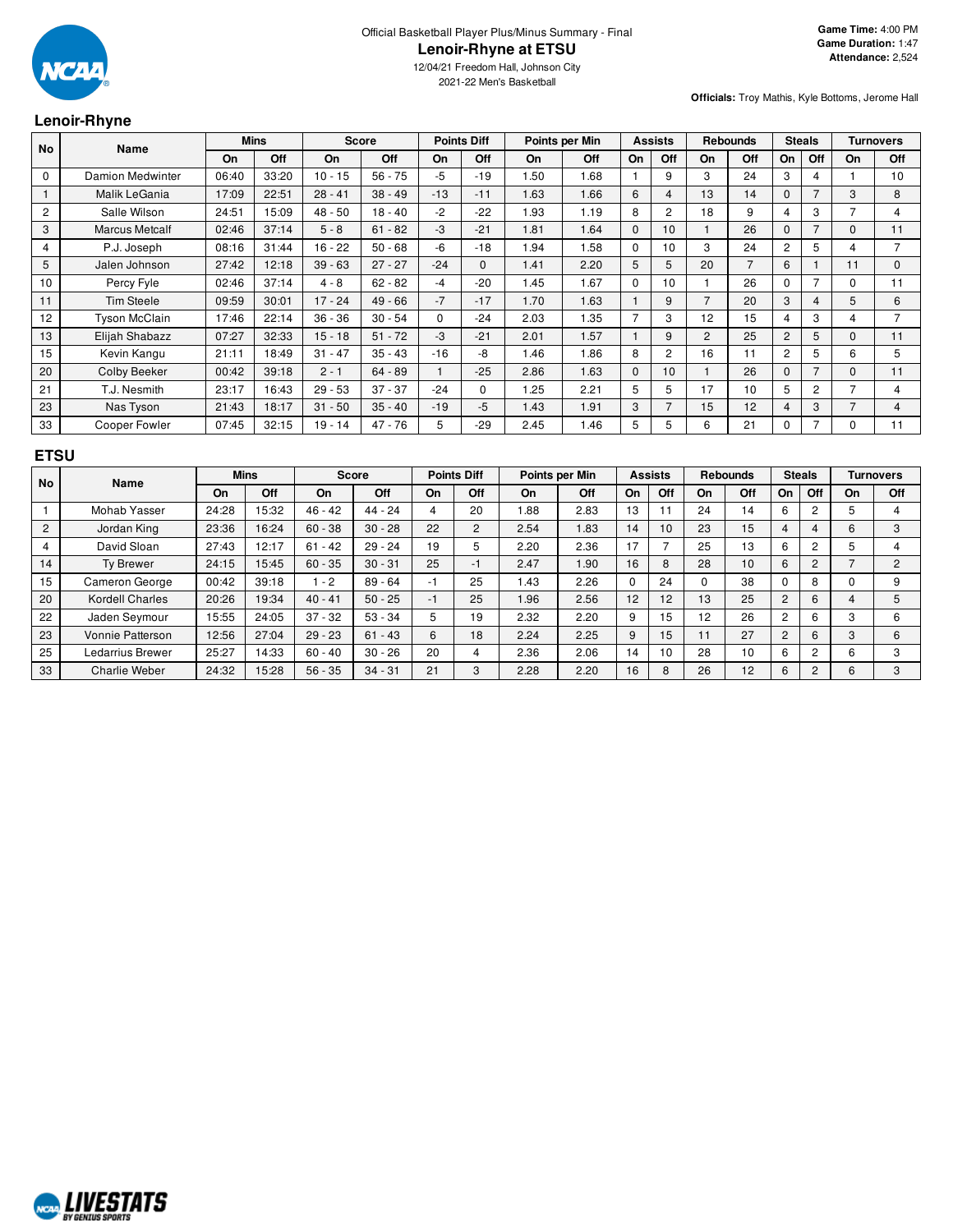Official Basketball Player Plus/Minus Summary - Final

# Lenoir-Rhyne at ETSU

12/04/21 Freedom Hall, Johnson City

2021-22 Men's Basketball

**Game Time:** 4:00 PM
**Game Duration:** 1:47
**Attendance:** 2,524

**Officials:** Troy Mathis, Kyle Bottoms, Jerome Hall

## Lenoir-Rhyne

| No | Name | Mins | | Score | | Points Diff | | Points per Min | | Assists | | Rebounds | | Steals | | Turnovers | |
|---|---|---|---|---|---|---|---|---|---|---|---|---|---|---|---|---|---|
| | | On | Off | On | Off | On | Off | On | Off | On | Off | On | Off | On | Off | On | Off |
| 0 | Damion Medwinter | 06:40 | 33:20 | 10 - 15 | 56 - 75 | -5 | -19 | 1.50 | 1.68 | 1 | 9 | 3 | 24 | 3 | 4 | 1 | 10 |
| 1 | Malik LeGania | 17:09 | 22:51 | 28 - 41 | 38 - 49 | -13 | -11 | 1.63 | 1.66 | 6 | 4 | 13 | 14 | 0 | 7 | 3 | 8 |
| 2 | Salle Wilson | 24:51 | 15:09 | 48 - 50 | 18 - 40 | -2 | -22 | 1.93 | 1.19 | 8 | 2 | 18 | 9 | 4 | 3 | 7 | 4 |
| 3 | Marcus Metcalf | 02:46 | 37:14 | 5 - 8 | 61 - 82 | -3 | -21 | 1.81 | 1.64 | 0 | 10 | 1 | 26 | 0 | 7 | 0 | 11 |
| 4 | P.J. Joseph | 08:16 | 31:44 | 16 - 22 | 50 - 68 | -6 | -18 | 1.94 | 1.58 | 0 | 10 | 3 | 24 | 2 | 5 | 4 | 7 |
| 5 | Jalen Johnson | 27:42 | 12:18 | 39 - 63 | 27 - 27 | -24 | 0 | 1.41 | 2.20 | 5 | 5 | 20 | 7 | 6 | 1 | 11 | 0 |
| 10 | Percy Fyle | 02:46 | 37:14 | 4 - 8 | 62 - 82 | -4 | -20 | 1.45 | 1.67 | 0 | 10 | 1 | 26 | 0 | 7 | 0 | 11 |
| 11 | Tim Steele | 09:59 | 30:01 | 17 - 24 | 49 - 66 | -7 | -17 | 1.70 | 1.63 | 1 | 9 | 7 | 20 | 3 | 4 | 5 | 6 |
| 12 | Tyson McClain | 17:46 | 22:14 | 36 - 36 | 30 - 54 | 0 | -24 | 2.03 | 1.35 | 7 | 3 | 12 | 15 | 4 | 3 | 4 | 7 |
| 13 | Elijah Shabazz | 07:27 | 32:33 | 15 - 18 | 51 - 72 | -3 | -21 | 2.01 | 1.57 | 1 | 9 | 2 | 25 | 2 | 5 | 0 | 11 |
| 15 | Kevin Kangu | 21:11 | 18:49 | 31 - 47 | 35 - 43 | -16 | -8 | 1.46 | 1.86 | 8 | 2 | 16 | 11 | 2 | 5 | 6 | 5 |
| 20 | Colby Beeker | 00:42 | 39:18 | 2 - 1 | 64 - 89 | 1 | -25 | 2.86 | 1.63 | 0 | 10 | 1 | 26 | 0 | 7 | 0 | 11 |
| 21 | T.J. Nesmith | 23:17 | 16:43 | 29 - 53 | 37 - 37 | -24 | 0 | 1.25 | 2.21 | 5 | 5 | 17 | 10 | 5 | 2 | 7 | 4 |
| 23 | Nas Tyson | 21:43 | 18:17 | 31 - 50 | 35 - 40 | -19 | -5 | 1.43 | 1.91 | 3 | 7 | 15 | 12 | 4 | 3 | 7 | 4 |
| 33 | Cooper Fowler | 07:45 | 32:15 | 19 - 14 | 47 - 76 | 5 | -29 | 2.45 | 1.46 | 5 | 5 | 6 | 21 | 0 | 7 | 0 | 11 |

## ETSU

| No | Name | Mins | | Score | | Points Diff | | Points per Min | | Assists | | Rebounds | | Steals | | Turnovers | |
|---|---|---|---|---|---|---|---|---|---|---|---|---|---|---|---|---|---|
| | | On | Off | On | Off | On | Off | On | Off | On | Off | On | Off | On | Off | On | Off |
| 1 | Mohab Yasser | 24:28 | 15:32 | 46 - 42 | 44 - 24 | 4 | 20 | 1.88 | 2.83 | 13 | 11 | 24 | 14 | 6 | 2 | 5 | 4 |
| 2 | Jordan King | 23:36 | 16:24 | 60 - 38 | 30 - 28 | 22 | 2 | 2.54 | 1.83 | 14 | 10 | 23 | 15 | 4 | 4 | 6 | 3 |
| 4 | David Sloan | 27:43 | 12:17 | 61 - 42 | 29 - 24 | 19 | 5 | 2.20 | 2.36 | 17 | 7 | 25 | 13 | 6 | 2 | 5 | 4 |
| 14 | Ty Brewer | 24:15 | 15:45 | 60 - 35 | 30 - 31 | 25 | -1 | 2.47 | 1.90 | 16 | 8 | 28 | 10 | 6 | 2 | 7 | 2 |
| 15 | Cameron George | 00:42 | 39:18 | 1 - 2 | 89 - 64 | -1 | 25 | 1.43 | 2.26 | 0 | 24 | 0 | 38 | 0 | 8 | 0 | 9 |
| 20 | Kordell Charles | 20:26 | 19:34 | 40 - 41 | 50 - 25 | -1 | 25 | 1.96 | 2.56 | 12 | 12 | 13 | 25 | 2 | 6 | 4 | 5 |
| 22 | Jaden Seymour | 15:55 | 24:05 | 37 - 32 | 53 - 34 | 5 | 19 | 2.32 | 2.20 | 9 | 15 | 12 | 26 | 2 | 6 | 3 | 6 |
| 23 | Vonnie Patterson | 12:56 | 27:04 | 29 - 23 | 61 - 43 | 6 | 18 | 2.24 | 2.25 | 9 | 15 | 11 | 27 | 2 | 6 | 3 | 6 |
| 25 | Ledarrius Brewer | 25:27 | 14:33 | 60 - 40 | 30 - 26 | 20 | 4 | 2.36 | 2.06 | 14 | 10 | 28 | 10 | 6 | 2 | 6 | 3 |
| 33 | Charlie Weber | 24:32 | 15:28 | 56 - 35 | 34 - 31 | 21 | 3 | 2.28 | 2.20 | 16 | 8 | 26 | 12 | 6 | 2 | 6 | 3 |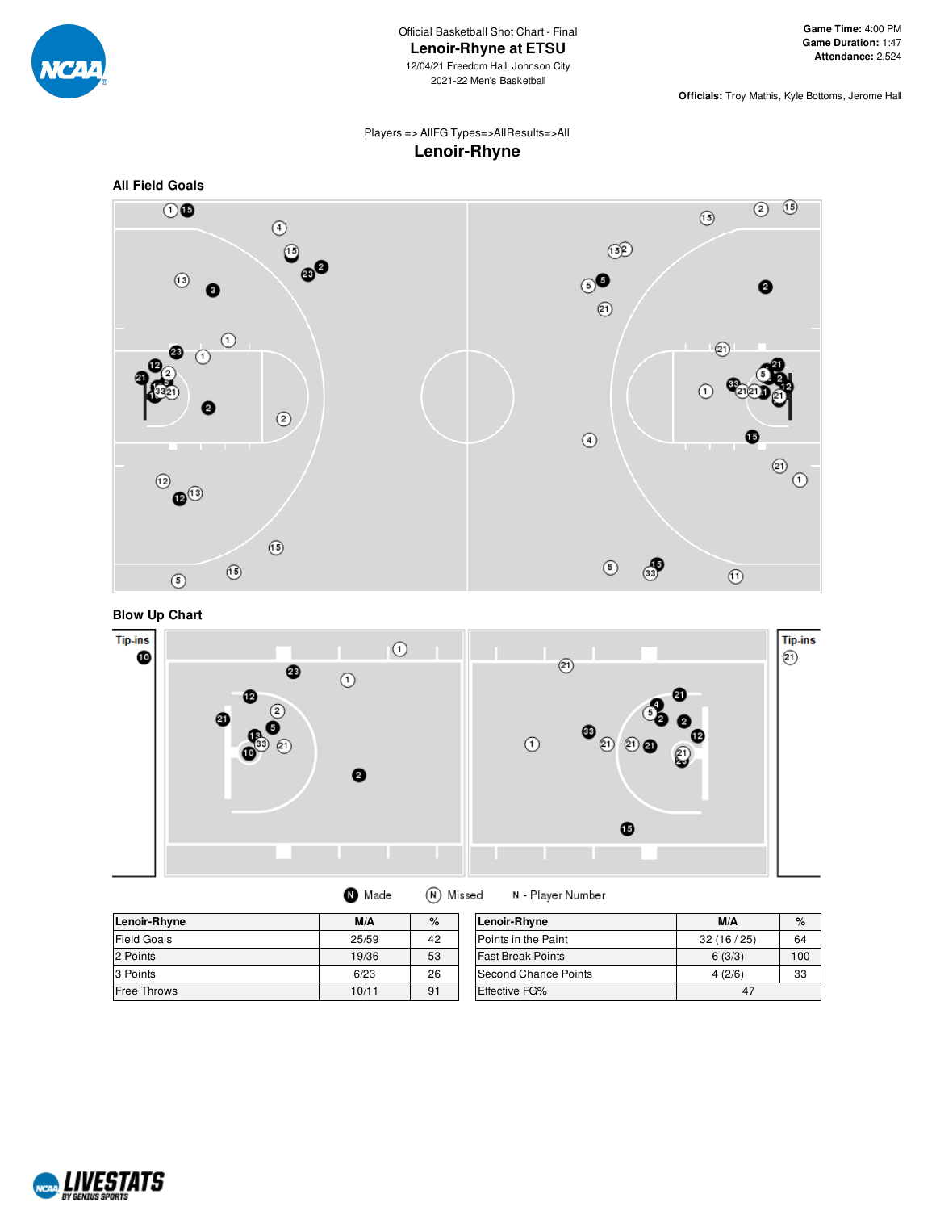Official Basketball Shot Chart - Final

# Lenoir-Rhyne at ETSU

12/04/21 Freedom Hall, Johnson City
2021-22 Men's Basketball

**Game Time:** 4:00 PM
**Game Duration:** 1:47
**Attendance:** 2,524

**Officials:** Troy Mathis, Kyle Bottoms, Jerome Hall

Players => AllFG Types=>AllResults=>All

## Lenoir-Rhyne

### All Field Goals

### Blow Up Chart

Tip-ins

Tip-ins

N Made   N Missed   N - Player Number

| Lenoir-Rhyne | M/A | % |
|---|---|---|
| Field Goals | 25/59 | 42 |
| 2 Points | 19/36 | 53 |
| 3 Points | 6/23 | 26 |
| Free Throws | 10/11 | 91 |

| Lenoir-Rhyne | M/A | % |
|---|---|---|
| Points in the Paint | 32 (16 / 25) | 64 |
| Fast Break Points | 6 (3/3) | 100 |
| Second Chance Points | 4 (2/6) | 33 |
| Effective FG% | 47 | |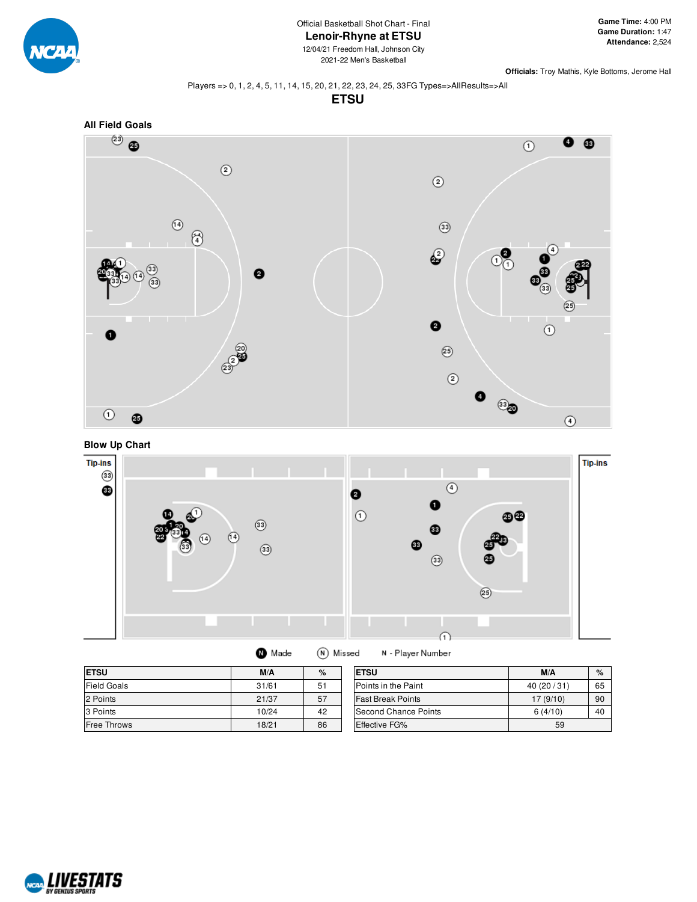Official Basketball Shot Chart - Final

# Lenoir-Rhyne at ETSU

12/04/21 Freedom Hall, Johnson City
2021-22 Men's Basketball

**Game Time:** 4:00 PM
**Game Duration:** 1:47
**Attendance:** 2,524

**Officials:** Troy Mathis, Kyle Bottoms, Jerome Hall

Players => 0, 1, 2, 4, 5, 11, 14, 15, 20, 21, 22, 23, 24, 25, 33FG Types=>AllResults=>All

## ETSU

### All Field Goals

### Blow Up Chart

Tip-ins

Made   Missed   N - Player Number

| ETSU | M/A | % |
| --- | --- | --- |
| Field Goals | 31/61 | 51 |
| 2 Points | 21/37 | 57 |
| 3 Points | 10/24 | 42 |
| Free Throws | 18/21 | 86 |

| ETSU | M/A | % |
| --- | --- | --- |
| Points in the Paint | 40 (20 / 31) | 65 |
| Fast Break Points | 17 (9/10) | 90 |
| Second Chance Points | 6 (4/10) | 40 |
| Effective FG% | 59 | |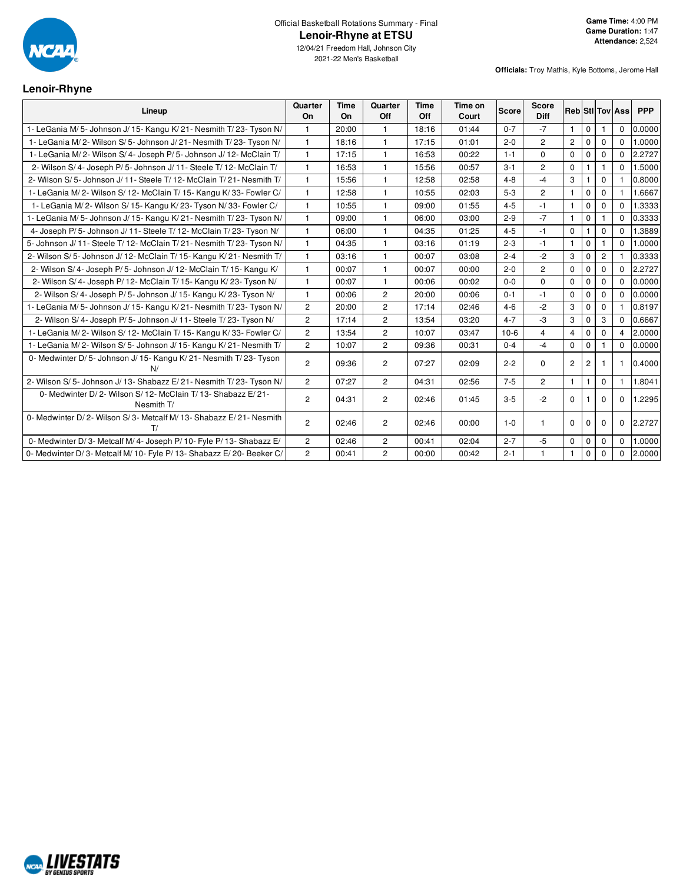Official Basketball Rotations Summary - Final

# Lenoir-Rhyne at ETSU

12/04/21 Freedom Hall, Johnson City
2021-22 Men's Basketball

**Game Time:** 4:00 PM
**Game Duration:** 1:47
**Attendance:** 2,524

**Officials:** Troy Mathis, Kyle Bottoms, Jerome Hall

## Lenoir-Rhyne

| Lineup | Quarter On | Time On | Quarter Off | Time Off | Time on Court | Score | Score Diff | Reb | Stl | Tov | Ass | PPP |
|---|---|---|---|---|---|---|---|---|---|---|---|---|
| 1- LeGania M/ 5- Johnson J/ 15- Kangu K/ 21- Nesmith T/ 23- Tyson N/ | 1 | 20:00 | 1 | 18:16 | 01:44 | 0-7 | -7 | 1 | 0 | 1 | 0 | 0.0000 |
| 1- LeGania M/ 2- Wilson S/ 5- Johnson J/ 21- Nesmith T/ 23- Tyson N/ | 1 | 18:16 | 1 | 17:15 | 01:01 | 2-0 | 2 | 2 | 0 | 0 | 0 | 1.0000 |
| 1- LeGania M/ 2- Wilson S/ 4- Joseph P/ 5- Johnson J/ 12- McClain T/ | 1 | 17:15 | 1 | 16:53 | 00:22 | 1-1 | 0 | 0 | 0 | 0 | 0 | 2.2727 |
| 2- Wilson S/ 4- Joseph P/ 5- Johnson J/ 11- Steele T/ 12- McClain T/ | 1 | 16:53 | 1 | 15:56 | 00:57 | 3-1 | 2 | 0 | 1 | 1 | 0 | 1.5000 |
| 2- Wilson S/ 5- Johnson J/ 11- Steele T/ 12- McClain T/ 21- Nesmith T/ | 1 | 15:56 | 1 | 12:58 | 02:58 | 4-8 | -4 | 3 | 1 | 0 | 1 | 0.8000 |
| 1- LeGania M/ 2- Wilson S/ 12- McClain T/ 15- Kangu K/ 33- Fowler C/ | 1 | 12:58 | 1 | 10:55 | 02:03 | 5-3 | 2 | 1 | 0 | 0 | 1 | 1.6667 |
| 1- LeGania M/ 2- Wilson S/ 15- Kangu K/ 23- Tyson N/ 33- Fowler C/ | 1 | 10:55 | 1 | 09:00 | 01:55 | 4-5 | -1 | 1 | 0 | 0 | 0 | 1.3333 |
| 1- LeGania M/ 5- Johnson J/ 15- Kangu K/ 21- Nesmith T/ 23- Tyson N/ | 1 | 09:00 | 1 | 06:00 | 03:00 | 2-9 | -7 | 1 | 0 | 1 | 0 | 0.3333 |
| 4- Joseph P/ 5- Johnson J/ 11- Steele T/ 12- McClain T/ 23- Tyson N/ | 1 | 06:00 | 1 | 04:35 | 01:25 | 4-5 | -1 | 0 | 1 | 0 | 0 | 1.3889 |
| 5- Johnson J/ 11- Steele T/ 12- McClain T/ 21- Nesmith T/ 23- Tyson N/ | 1 | 04:35 | 1 | 03:16 | 01:19 | 2-3 | -1 | 1 | 0 | 1 | 0 | 1.0000 |
| 2- Wilson S/ 5- Johnson J/ 12- McClain T/ 15- Kangu K/ 21- Nesmith T/ | 1 | 03:16 | 1 | 00:07 | 03:08 | 2-4 | -2 | 3 | 0 | 2 | 1 | 0.3333 |
| 2- Wilson S/ 4- Joseph P/ 5- Johnson J/ 12- McClain T/ 15- Kangu K/ | 1 | 00:07 | 1 | 00:07 | 00:00 | 2-0 | 2 | 0 | 0 | 0 | 0 | 2.2727 |
| 2- Wilson S/ 4- Joseph P/ 12- McClain T/ 15- Kangu K/ 23- Tyson N/ | 1 | 00:07 | 1 | 00:06 | 00:02 | 0-0 | 0 | 0 | 0 | 0 | 0 | 0.0000 |
| 2- Wilson S/ 4- Joseph P/ 5- Johnson J/ 15- Kangu K/ 23- Tyson N/ | 1 | 00:06 | 2 | 20:00 | 00:06 | 0-1 | -1 | 0 | 0 | 0 | 0 | 0.0000 |
| 1- LeGania M/ 5- Johnson J/ 15- Kangu K/ 21- Nesmith T/ 23- Tyson N/ | 2 | 20:00 | 2 | 17:14 | 02:46 | 4-6 | -2 | 3 | 0 | 0 | 1 | 0.8197 |
| 2- Wilson S/ 4- Joseph P/ 5- Johnson J/ 11- Steele T/ 23- Tyson N/ | 2 | 17:14 | 2 | 13:54 | 03:20 | 4-7 | -3 | 3 | 0 | 3 | 0 | 0.6667 |
| 1- LeGania M/ 2- Wilson S/ 12- McClain T/ 15- Kangu K/ 33- Fowler C/ | 2 | 13:54 | 2 | 10:07 | 03:47 | 10-6 | 4 | 4 | 0 | 0 | 4 | 2.0000 |
| 1- LeGania M/ 2- Wilson S/ 5- Johnson J/ 15- Kangu K/ 21- Nesmith T/ | 2 | 10:07 | 2 | 09:36 | 00:31 | 0-4 | -4 | 0 | 0 | 1 | 0 | 0.0000 |
| 0- Medwinter D/ 5- Johnson J/ 15- Kangu K/ 21- Nesmith T/ 23- Tyson N/ | 2 | 09:36 | 2 | 07:27 | 02:09 | 2-2 | 0 | 2 | 2 | 1 | 1 | 0.4000 |
| 2- Wilson S/ 5- Johnson J/ 13- Shabazz E/ 21- Nesmith T/ 23- Tyson N/ | 2 | 07:27 | 2 | 04:31 | 02:56 | 7-5 | 2 | 1 | 1 | 0 | 1 | 1.8041 |
| 0- Medwinter D/ 2- Wilson S/ 12- McClain T/ 13- Shabazz E/ 21- Nesmith T/ | 2 | 04:31 | 2 | 02:46 | 01:45 | 3-5 | -2 | 0 | 1 | 0 | 0 | 1.2295 |
| 0- Medwinter D/ 2- Wilson S/ 3- Metcalf M/ 13- Shabazz E/ 21- Nesmith T/ | 2 | 02:46 | 2 | 02:46 | 00:00 | 1-0 | 1 | 0 | 0 | 0 | 0 | 2.2727 |
| 0- Medwinter D/ 3- Metcalf M/ 4- Joseph P/ 10- Fyle P/ 13- Shabazz E/ | 2 | 02:46 | 2 | 00:41 | 02:04 | 2-7 | -5 | 0 | 0 | 0 | 0 | 1.0000 |
| 0- Medwinter D/ 3- Metcalf M/ 10- Fyle P/ 13- Shabazz E/ 20- Beeker C/ | 2 | 00:41 | 2 | 00:00 | 00:42 | 2-1 | 1 | 1 | 0 | 0 | 0 | 2.0000 |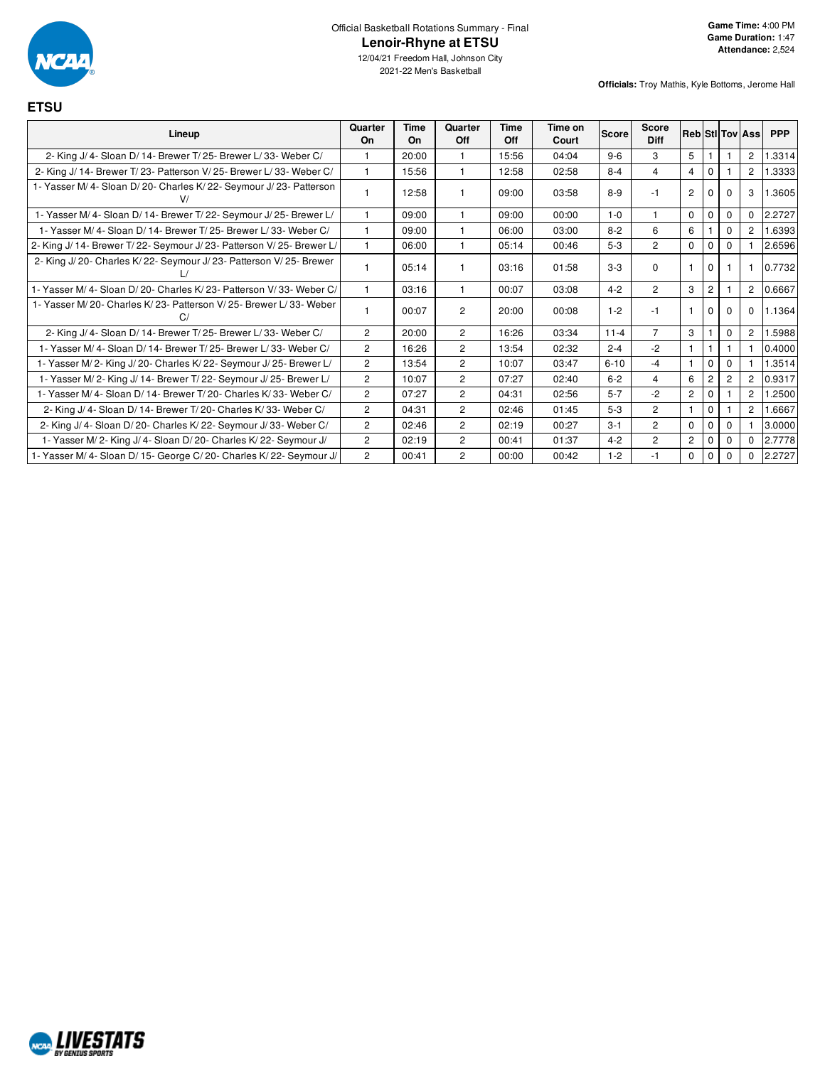Official Basketball Rotations Summary - Final

# Lenoir-Rhyne at ETSU

12/04/21 Freedom Hall, Johnson City

2021-22 Men's Basketball

**Game Time:** 4:00 PM
**Game Duration:** 1:47
**Attendance:** 2,524

**Officials:** Troy Mathis, Kyle Bottoms, Jerome Hall

## ETSU

| Lineup | Quarter On | Time On | Quarter Off | Time Off | Time on Court | Score | Score Diff | Reb | Stl | Tov | Ass | PPP |
|---|---|---|---|---|---|---|---|---|---|---|---|---|
| 2- King J/ 4- Sloan D/ 14- Brewer T/ 25- Brewer L/ 33- Weber C/ | 1 | 20:00 | 1 | 15:56 | 04:04 | 9-6 | 3 | 5 | 1 | 1 | 2 | 1.3314 |
| 2- King J/ 14- Brewer T/ 23- Patterson V/ 25- Brewer L/ 33- Weber C/ | 1 | 15:56 | 1 | 12:58 | 02:58 | 8-4 | 4 | 4 | 0 | 1 | 2 | 1.3333 |
| 1- Yasser M/ 4- Sloan D/ 20- Charles K/ 22- Seymour J/ 23- Patterson V/ | 1 | 12:58 | 1 | 09:00 | 03:58 | 8-9 | -1 | 2 | 0 | 0 | 3 | 1.3605 |
| 1- Yasser M/ 4- Sloan D/ 14- Brewer T/ 22- Seymour J/ 25- Brewer L/ | 1 | 09:00 | 1 | 09:00 | 00:00 | 1-0 | 1 | 0 | 0 | 0 | 0 | 2.2727 |
| 1- Yasser M/ 4- Sloan D/ 14- Brewer T/ 25- Brewer L/ 33- Weber C/ | 1 | 09:00 | 1 | 06:00 | 03:00 | 8-2 | 6 | 6 | 1 | 0 | 2 | 1.6393 |
| 2- King J/ 14- Brewer T/ 22- Seymour J/ 23- Patterson V/ 25- Brewer L/ | 1 | 06:00 | 1 | 05:14 | 00:46 | 5-3 | 2 | 0 | 0 | 0 | 1 | 2.6596 |
| 2- King J/ 20- Charles K/ 22- Seymour J/ 23- Patterson V/ 25- Brewer L/ | 1 | 05:14 | 1 | 03:16 | 01:58 | 3-3 | 0 | 1 | 0 | 1 | 1 | 0.7732 |
| 1- Yasser M/ 4- Sloan D/ 20- Charles K/ 23- Patterson V/ 33- Weber C/ | 1 | 03:16 | 1 | 00:07 | 03:08 | 4-2 | 2 | 3 | 2 | 1 | 2 | 0.6667 |
| 1- Yasser M/ 20- Charles K/ 23- Patterson V/ 25- Brewer L/ 33- Weber C/ | 1 | 00:07 | 2 | 20:00 | 00:08 | 1-2 | -1 | 1 | 0 | 0 | 0 | 1.1364 |
| 2- King J/ 4- Sloan D/ 14- Brewer T/ 25- Brewer L/ 33- Weber C/ | 2 | 20:00 | 2 | 16:26 | 03:34 | 11-4 | 7 | 3 | 1 | 0 | 2 | 1.5988 |
| 1- Yasser M/ 4- Sloan D/ 14- Brewer T/ 25- Brewer L/ 33- Weber C/ | 2 | 16:26 | 2 | 13:54 | 02:32 | 2-4 | -2 | 1 | 1 | 1 | 1 | 0.4000 |
| 1- Yasser M/ 2- King J/ 20- Charles K/ 22- Seymour J/ 25- Brewer L/ | 2 | 13:54 | 2 | 10:07 | 03:47 | 6-10 | -4 | 1 | 0 | 0 | 1 | 1.3514 |
| 1- Yasser M/ 2- King J/ 14- Brewer T/ 22- Seymour J/ 25- Brewer L/ | 2 | 10:07 | 2 | 07:27 | 02:40 | 6-2 | 4 | 6 | 2 | 2 | 2 | 0.9317 |
| 1- Yasser M/ 4- Sloan D/ 14- Brewer T/ 20- Charles K/ 33- Weber C/ | 2 | 07:27 | 2 | 04:31 | 02:56 | 5-7 | -2 | 2 | 0 | 1 | 2 | 1.2500 |
| 2- King J/ 4- Sloan D/ 14- Brewer T/ 20- Charles K/ 33- Weber C/ | 2 | 04:31 | 2 | 02:46 | 01:45 | 5-3 | 2 | 1 | 0 | 1 | 2 | 1.6667 |
| 2- King J/ 4- Sloan D/ 20- Charles K/ 22- Seymour J/ 33- Weber C/ | 2 | 02:46 | 2 | 02:19 | 00:27 | 3-1 | 2 | 0 | 0 | 0 | 1 | 3.0000 |
| 1- Yasser M/ 2- King J/ 4- Sloan D/ 20- Charles K/ 22- Seymour J/ | 2 | 02:19 | 2 | 00:41 | 01:37 | 4-2 | 2 | 2 | 0 | 0 | 0 | 2.7778 |
| 1- Yasser M/ 4- Sloan D/ 15- George C/ 20- Charles K/ 22- Seymour J/ | 2 | 00:41 | 2 | 00:00 | 00:42 | 1-2 | -1 | 0 | 0 | 0 | 0 | 2.2727 |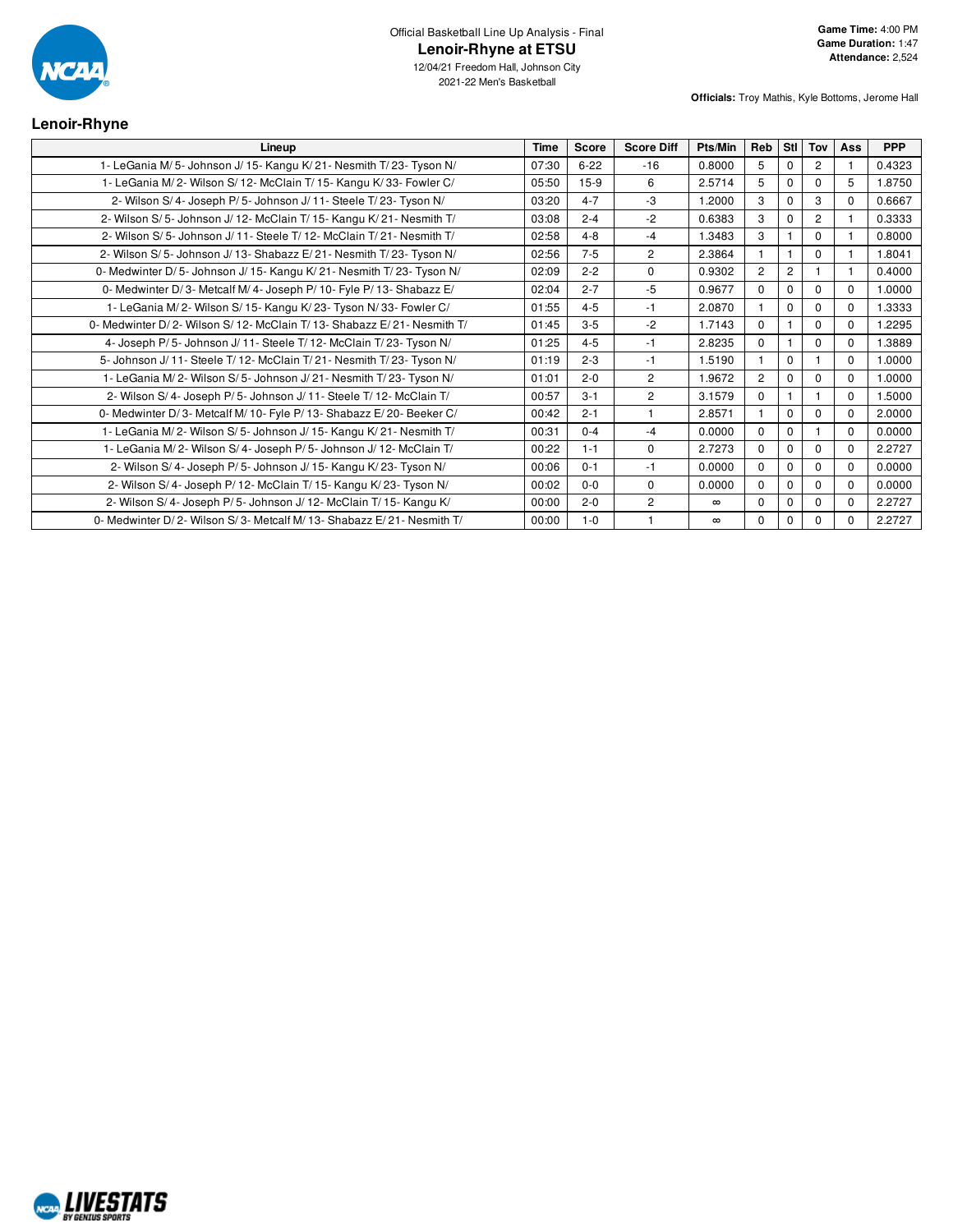Official Basketball Line Up Analysis - Final

# Lenoir-Rhyne at ETSU

12/04/21 Freedom Hall, Johnson City
2021-22 Men's Basketball

**Game Time:** 4:00 PM
**Game Duration:** 1:47
**Attendance:** 2,524

**Officials:** Troy Mathis, Kyle Bottoms, Jerome Hall

## Lenoir-Rhyne

| Lineup | Time | Score | Score Diff | Pts/Min | Reb | Stl | Tov | Ass | PPP |
|---|---|---|---|---|---|---|---|---|---|
| 1- LeGania M/ 5- Johnson J/ 15- Kangu K/ 21- Nesmith T/ 23- Tyson N/ | 07:30 | 6-22 | -16 | 0.8000 | 5 | 0 | 2 | 1 | 0.4323 |
| 1- LeGania M/ 2- Wilson S/ 12- McClain T/ 15- Kangu K/ 33- Fowler C/ | 05:50 | 15-9 | 6 | 2.5714 | 5 | 0 | 0 | 5 | 1.8750 |
| 2- Wilson S/ 4- Joseph P/ 5- Johnson J/ 11- Steele T/ 23- Tyson N/ | 03:20 | 4-7 | -3 | 1.2000 | 3 | 0 | 3 | 0 | 0.6667 |
| 2- Wilson S/ 5- Johnson J/ 12- McClain T/ 15- Kangu K/ 21- Nesmith T/ | 03:08 | 2-4 | -2 | 0.6383 | 3 | 0 | 2 | 1 | 0.3333 |
| 2- Wilson S/ 5- Johnson J/ 11- Steele T/ 12- McClain T/ 21- Nesmith T/ | 02:58 | 4-8 | -4 | 1.3483 | 3 | 1 | 0 | 1 | 0.8000 |
| 2- Wilson S/ 5- Johnson J/ 13- Shabazz E/ 21- Nesmith T/ 23- Tyson N/ | 02:56 | 7-5 | 2 | 2.3864 | 1 | 1 | 0 | 1 | 1.8041 |
| 0- Medwinter D/ 5- Johnson J/ 15- Kangu K/ 21- Nesmith T/ 23- Tyson N/ | 02:09 | 2-2 | 0 | 0.9302 | 2 | 2 | 1 | 1 | 0.4000 |
| 0- Medwinter D/ 3- Metcalf M/ 4- Joseph P/ 10- Fyle P/ 13- Shabazz E/ | 02:04 | 2-7 | -5 | 0.9677 | 0 | 0 | 0 | 0 | 1.0000 |
| 1- LeGania M/ 2- Wilson S/ 15- Kangu K/ 23- Tyson N/ 33- Fowler C/ | 01:55 | 4-5 | -1 | 2.0870 | 1 | 0 | 0 | 0 | 1.3333 |
| 0- Medwinter D/ 2- Wilson S/ 12- McClain T/ 13- Shabazz E/ 21- Nesmith T/ | 01:45 | 3-5 | -2 | 1.7143 | 0 | 1 | 0 | 0 | 1.2295 |
| 4- Joseph P/ 5- Johnson J/ 11- Steele T/ 12- McClain T/ 23- Tyson N/ | 01:25 | 4-5 | -1 | 2.8235 | 0 | 1 | 0 | 0 | 1.3889 |
| 5- Johnson J/ 11- Steele T/ 12- McClain T/ 21- Nesmith T/ 23- Tyson N/ | 01:19 | 2-3 | -1 | 1.5190 | 1 | 0 | 1 | 0 | 1.0000 |
| 1- LeGania M/ 2- Wilson S/ 5- Johnson J/ 21- Nesmith T/ 23- Tyson N/ | 01:01 | 2-0 | 2 | 1.9672 | 2 | 0 | 0 | 0 | 1.0000 |
| 2- Wilson S/ 4- Joseph P/ 5- Johnson J/ 11- Steele T/ 12- McClain T/ | 00:57 | 3-1 | 2 | 3.1579 | 0 | 1 | 1 | 0 | 1.5000 |
| 0- Medwinter D/ 3- Metcalf M/ 10- Fyle P/ 13- Shabazz E/ 20- Beeker C/ | 00:42 | 2-1 | 1 | 2.8571 | 1 | 0 | 0 | 0 | 2.0000 |
| 1- LeGania M/ 2- Wilson S/ 5- Johnson J/ 15- Kangu K/ 21- Nesmith T/ | 00:31 | 0-4 | -4 | 0.0000 | 0 | 0 | 1 | 0 | 0.0000 |
| 1- LeGania M/ 2- Wilson S/ 4- Joseph P/ 5- Johnson J/ 12- McClain T/ | 00:22 | 1-1 | 0 | 2.7273 | 0 | 0 | 0 | 0 | 2.2727 |
| 2- Wilson S/ 4- Joseph P/ 5- Johnson J/ 15- Kangu K/ 23- Tyson N/ | 00:06 | 0-1 | -1 | 0.0000 | 0 | 0 | 0 | 0 | 0.0000 |
| 2- Wilson S/ 4- Joseph P/ 12- McClain T/ 15- Kangu K/ 23- Tyson N/ | 00:02 | 0-0 | 0 | 0.0000 | 0 | 0 | 0 | 0 | 0.0000 |
| 2- Wilson S/ 4- Joseph P/ 5- Johnson J/ 12- McClain T/ 15- Kangu K/ | 00:00 | 2-0 | 2 | ∞ | 0 | 0 | 0 | 0 | 2.2727 |
| 0- Medwinter D/ 2- Wilson S/ 3- Metcalf M/ 13- Shabazz E/ 21- Nesmith T/ | 00:00 | 1-0 | 1 | ∞ | 0 | 0 | 0 | 0 | 2.2727 |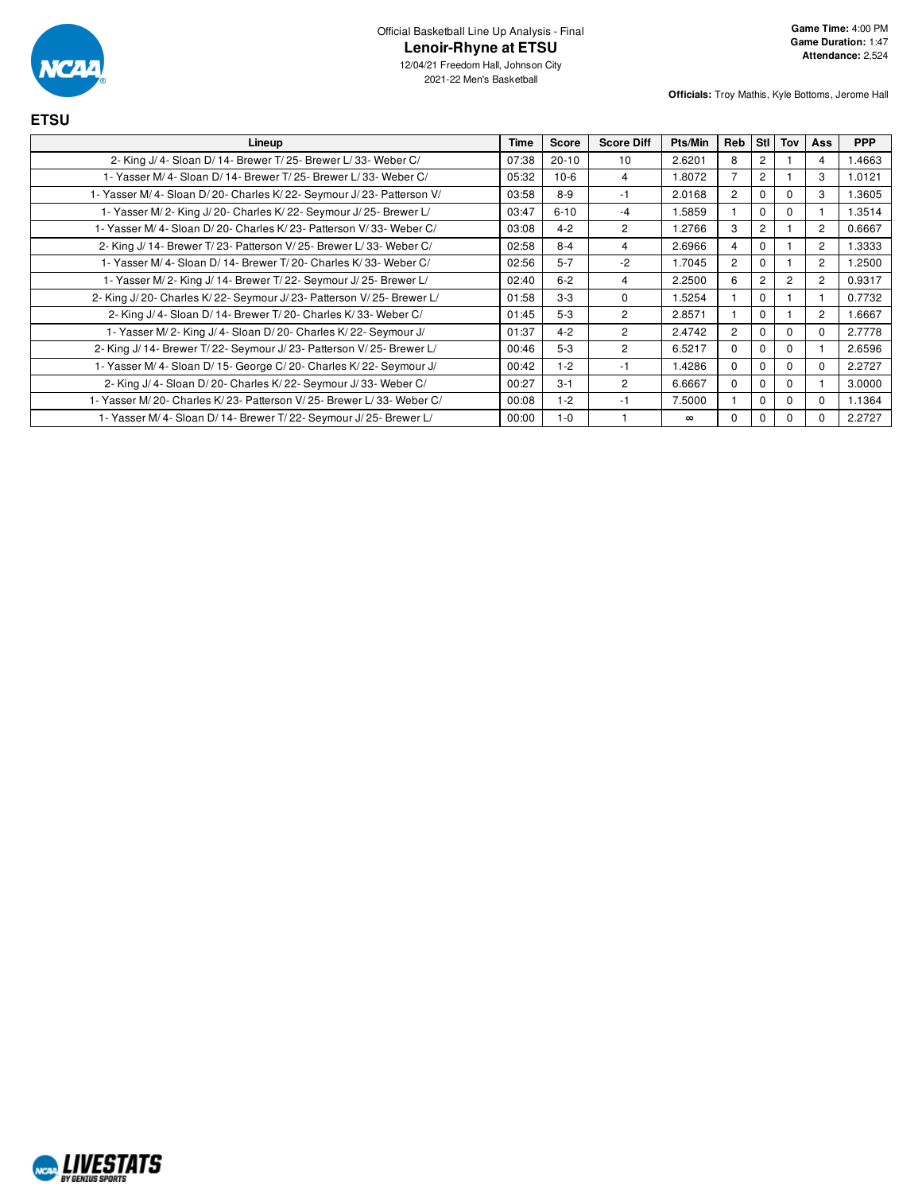Official Basketball Line Up Analysis - Final

# Lenoir-Rhyne at ETSU

12/04/21 Freedom Hall, Johnson City

2021-22 Men's Basketball

**Game Time:** 4:00 PM
**Game Duration:** 1:47
**Attendance:** 2,524

**Officials:** Troy Mathis, Kyle Bottoms, Jerome Hall

## ETSU

| Lineup | Time | Score | Score Diff | Pts/Min | Reb | Stl | Tov | Ass | PPP |
|---|---|---|---|---|---|---|---|---|---|
| 2- King J/ 4- Sloan D/ 14- Brewer T/ 25- Brewer L/ 33- Weber C/ | 07:38 | 20-10 | 10 | 2.6201 | 8 | 2 | 1 | 4 | 1.4663 |
| 1- Yasser M/ 4- Sloan D/ 14- Brewer T/ 25- Brewer L/ 33- Weber C/ | 05:32 | 10-6 | 4 | 1.8072 | 7 | 2 | 1 | 3 | 1.0121 |
| 1- Yasser M/ 4- Sloan D/ 20- Charles K/ 22- Seymour J/ 23- Patterson V/ | 03:58 | 8-9 | -1 | 2.0168 | 2 | 0 | 0 | 3 | 1.3605 |
| 1- Yasser M/ 2- King J/ 20- Charles K/ 22- Seymour J/ 25- Brewer L/ | 03:47 | 6-10 | -4 | 1.5859 | 1 | 0 | 0 | 1 | 1.3514 |
| 1- Yasser M/ 4- Sloan D/ 20- Charles K/ 23- Patterson V/ 33- Weber C/ | 03:08 | 4-2 | 2 | 1.2766 | 3 | 2 | 1 | 2 | 0.6667 |
| 2- King J/ 14- Brewer T/ 23- Patterson V/ 25- Brewer L/ 33- Weber C/ | 02:58 | 8-4 | 4 | 2.6966 | 4 | 0 | 1 | 2 | 1.3333 |
| 1- Yasser M/ 4- Sloan D/ 14- Brewer T/ 20- Charles K/ 33- Weber C/ | 02:56 | 5-7 | -2 | 1.7045 | 2 | 0 | 1 | 2 | 1.2500 |
| 1- Yasser M/ 2- King J/ 14- Brewer T/ 22- Seymour J/ 25- Brewer L/ | 02:40 | 6-2 | 4 | 2.2500 | 6 | 2 | 2 | 2 | 0.9317 |
| 2- King J/ 20- Charles K/ 22- Seymour J/ 23- Patterson V/ 25- Brewer L/ | 01:58 | 3-3 | 0 | 1.5254 | 1 | 0 | 1 | 1 | 0.7732 |
| 2- King J/ 4- Sloan D/ 14- Brewer T/ 20- Charles K/ 33- Weber C/ | 01:45 | 5-3 | 2 | 2.8571 | 1 | 0 | 1 | 2 | 1.6667 |
| 1- Yasser M/ 2- King J/ 4- Sloan D/ 20- Charles K/ 22- Seymour J/ | 01:37 | 4-2 | 2 | 2.4742 | 2 | 0 | 0 | 0 | 2.7778 |
| 2- King J/ 14- Brewer T/ 22- Seymour J/ 23- Patterson V/ 25- Brewer L/ | 00:46 | 5-3 | 2 | 6.5217 | 0 | 0 | 0 | 1 | 2.6596 |
| 1- Yasser M/ 4- Sloan D/ 15- George C/ 20- Charles K/ 22- Seymour J/ | 00:42 | 1-2 | -1 | 1.4286 | 0 | 0 | 0 | 0 | 2.2727 |
| 2- King J/ 4- Sloan D/ 20- Charles K/ 22- Seymour J/ 33- Weber C/ | 00:27 | 3-1 | 2 | 6.6667 | 0 | 0 | 0 | 1 | 3.0000 |
| 1- Yasser M/ 20- Charles K/ 23- Patterson V/ 25- Brewer L/ 33- Weber C/ | 00:08 | 1-2 | -1 | 7.5000 | 1 | 0 | 0 | 0 | 1.1364 |
| 1- Yasser M/ 4- Sloan D/ 14- Brewer T/ 22- Seymour J/ 25- Brewer L/ | 00:00 | 1-0 | 1 | ∞ | 0 | 0 | 0 | 0 | 2.2727 |